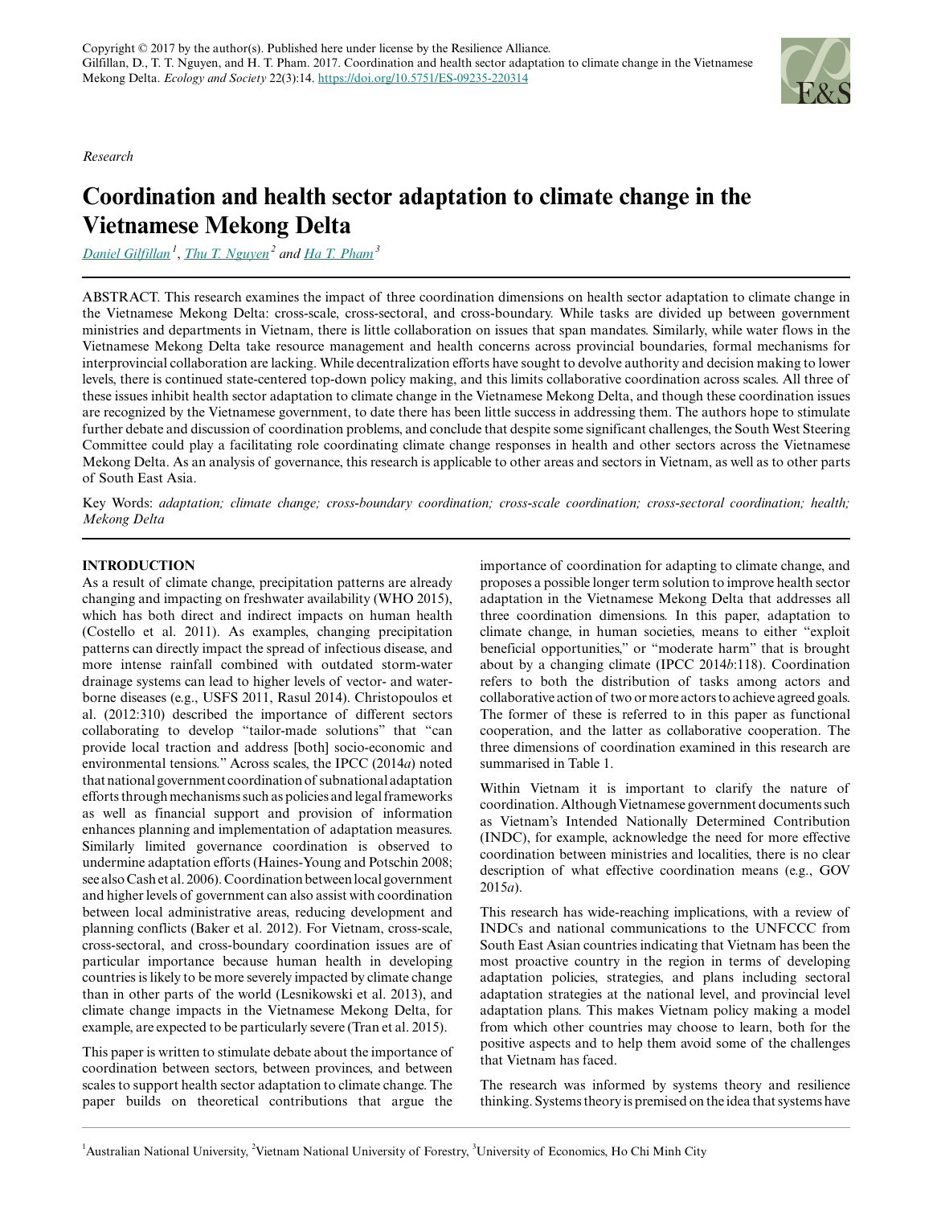Copyright © 2017 by the author(s). Published here under license by the Resilience Alliance.
Gilfillan, D., T. T. Nguyen, and H. T. Pham. 2017. Coordination and health sector adaptation to climate change in the Vietnamese Mekong Delta. *Ecology and Society* 22(3):14. https://doi.org/10.5751/ES-09235-220314

*Research*

# Coordination and health sector adaptation to climate change in the Vietnamese Mekong Delta

Daniel Gilfillan[1], Thu T. Nguyen[2] and Ha T. Pham[3]

ABSTRACT. This research examines the impact of three coordination dimensions on health sector adaptation to climate change in the Vietnamese Mekong Delta: cross-scale, cross-sectoral, and cross-boundary. While tasks are divided up between government ministries and departments in Vietnam, there is little collaboration on issues that span mandates. Similarly, while water flows in the Vietnamese Mekong Delta take resource management and health concerns across provincial boundaries, formal mechanisms for interprovincial collaboration are lacking. While decentralization efforts have sought to devolve authority and decision making to lower levels, there is continued state-centered top-down policy making, and this limits collaborative coordination across scales. All three of these issues inhibit health sector adaptation to climate change in the Vietnamese Mekong Delta, and though these coordination issues are recognized by the Vietnamese government, to date there has been little success in addressing them. The authors hope to stimulate further debate and discussion of coordination problems, and conclude that despite some significant challenges, the South West Steering Committee could play a facilitating role coordinating climate change responses in health and other sectors across the Vietnamese Mekong Delta. As an analysis of governance, this research is applicable to other areas and sectors in Vietnam, as well as to other parts of South East Asia.

Key Words: *adaptation; climate change; cross-boundary coordination; cross-scale coordination; cross-sectoral coordination; health; Mekong Delta*

## INTRODUCTION

As a result of climate change, precipitation patterns are already changing and impacting on freshwater availability (WHO 2015), which has both direct and indirect impacts on human health (Costello et al. 2011). As examples, changing precipitation patterns can directly impact the spread of infectious disease, and more intense rainfall combined with outdated storm-water drainage systems can lead to higher levels of vector- and water-borne diseases (e.g., USFS 2011, Rasul 2014). Christopoulos et al. (2012:310) described the importance of different sectors collaborating to develop "tailor-made solutions" that "can provide local traction and address [both] socio-economic and environmental tensions." Across scales, the IPCC (2014*a*) noted that national government coordination of subnational adaptation efforts through mechanisms such as policies and legal frameworks as well as financial support and provision of information enhances planning and implementation of adaptation measures. Similarly limited governance coordination is observed to undermine adaptation efforts (Haines-Young and Potschin 2008; see also Cash et al. 2006). Coordination between local government and higher levels of government can also assist with coordination between local administrative areas, reducing development and planning conflicts (Baker et al. 2012). For Vietnam, cross-scale, cross-sectoral, and cross-boundary coordination issues are of particular importance because human health in developing countries is likely to be more severely impacted by climate change than in other parts of the world (Lesnikowski et al. 2013), and climate change impacts in the Vietnamese Mekong Delta, for example, are expected to be particularly severe (Tran et al. 2015).

This paper is written to stimulate debate about the importance of coordination between sectors, between provinces, and between scales to support health sector adaptation to climate change. The paper builds on theoretical contributions that argue the importance of coordination for adapting to climate change, and proposes a possible longer term solution to improve health sector adaptation in the Vietnamese Mekong Delta that addresses all three coordination dimensions. In this paper, adaptation to climate change, in human societies, means to either "exploit beneficial opportunities," or "moderate harm" that is brought about by a changing climate (IPCC 2014*b*:118). Coordination refers to both the distribution of tasks among actors and collaborative action of two or more actors to achieve agreed goals. The former of these is referred to in this paper as functional cooperation, and the latter as collaborative cooperation. The three dimensions of coordination examined in this research are summarised in Table 1.

Within Vietnam it is important to clarify the nature of coordination. Although Vietnamese government documents such as Vietnam's Intended Nationally Determined Contribution (INDC), for example, acknowledge the need for more effective coordination between ministries and localities, there is no clear description of what effective coordination means (e.g., GOV 2015*a*).

This research has wide-reaching implications, with a review of INDCs and national communications to the UNFCCC from South East Asian countries indicating that Vietnam has been the most proactive country in the region in terms of developing adaptation policies, strategies, and plans including sectoral adaptation strategies at the national level, and provincial level adaptation plans. This makes Vietnam policy making a model from which other countries may choose to learn, both for the positive aspects and to help them avoid some of the challenges that Vietnam has faced.

The research was informed by systems theory and resilience thinking. Systems theory is premised on the idea that systems have

[1]Australian National University, [2]Vietnam National University of Forestry, [3]University of Economics, Ho Chi Minh City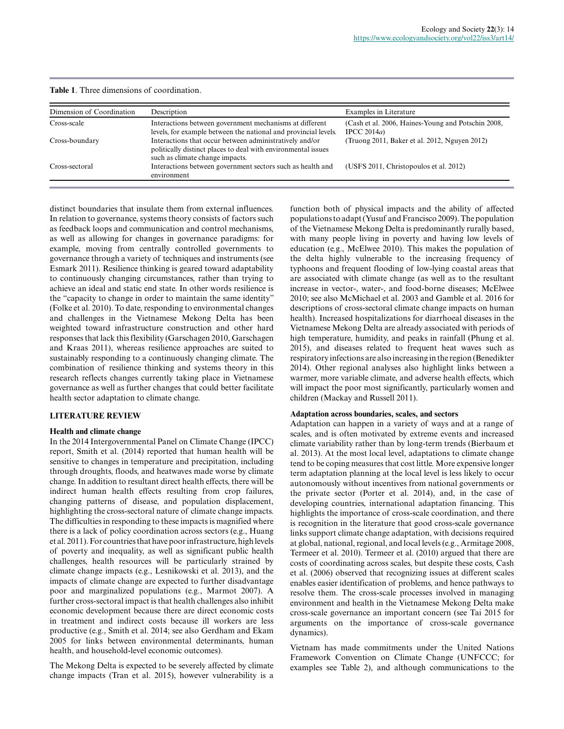**Table 1**. Three dimensions of coordination.

| Dimension of Coordination | Description | Examples in Literature |
|---|---|---|
| Cross-scale | Interactions between government mechanisms at different levels, for example between the national and provincial levels. | (Cash et al. 2006, Haines-Young and Potschin 2008, IPCC 2014*a*) |
| Cross-boundary | Interactions that occur between administratively and/or politically distinct places to deal with environmental issues such as climate change impacts. | (Truong 2011, Baker et al. 2012, Nguyen 2012) |
| Cross-sectoral | Interactions between government sectors such as health and environment | (USFS 2011, Christopoulos et al. 2012) |

distinct boundaries that insulate them from external influences. In relation to governance, systems theory consists of factors such as feedback loops and communication and control mechanisms, as well as allowing for changes in governance paradigms: for example, moving from centrally controlled governments to governance through a variety of techniques and instruments (see Esmark 2011). Resilience thinking is geared toward adaptability to continuously changing circumstances, rather than trying to achieve an ideal and static end state. In other words resilience is the "capacity to change in order to maintain the same identity" (Folke et al. 2010). To date, responding to environmental changes and challenges in the Vietnamese Mekong Delta has been weighted toward infrastructure construction and other hard responses that lack this flexibility (Garschagen 2010, Garschagen and Kraas 2011), whereas resilience approaches are suited to sustainably responding to a continuously changing climate. The combination of resilience thinking and systems theory in this research reflects changes currently taking place in Vietnamese governance as well as further changes that could better facilitate health sector adaptation to climate change.

## LITERATURE REVIEW

### Health and climate change

In the 2014 Intergovernmental Panel on Climate Change (IPCC) report, Smith et al. (2014) reported that human health will be sensitive to changes in temperature and precipitation, including through droughts, floods, and heatwaves made worse by climate change. In addition to resultant direct health effects, there will be indirect human health effects resulting from crop failures, changing patterns of disease, and population displacement, highlighting the cross-sectoral nature of climate change impacts. The difficulties in responding to these impacts is magnified where there is a lack of policy coordination across sectors (e.g., Huang et al. 2011). For countries that have poor infrastructure, high levels of poverty and inequality, as well as significant public health challenges, health resources will be particularly strained by climate change impacts (e.g., Lesnikowski et al. 2013), and the impacts of climate change are expected to further disadvantage poor and marginalized populations (e.g., Marmot 2007). A further cross-sectoral impact is that health challenges also inhibit economic development because there are direct economic costs in treatment and indirect costs because ill workers are less productive (e.g., Smith et al. 2014; see also Gerdham and Ekam 2005 for links between environmental determinants, human health, and household-level economic outcomes).

The Mekong Delta is expected to be severely affected by climate change impacts (Tran et al. 2015), however vulnerability is a function both of physical impacts and the ability of affected populations to adapt (Yusuf and Francisco 2009). The population of the Vietnamese Mekong Delta is predominantly rurally based, with many people living in poverty and having low levels of education (e.g., McElwee 2010). This makes the population of the delta highly vulnerable to the increasing frequency of typhoons and frequent flooding of low-lying coastal areas that are associated with climate change (as well as to the resultant increase in vector-, water-, and food-borne diseases; McElwee 2010; see also McMichael et al. 2003 and Gamble et al. 2016 for descriptions of cross-sectoral climate change impacts on human health). Increased hospitalizations for diarrhoeal diseases in the Vietnamese Mekong Delta are already associated with periods of high temperature, humidity, and peaks in rainfall (Phung et al. 2015), and diseases related to frequent heat waves such as respiratory infections are also increasing in the region (Benedikter 2014). Other regional analyses also highlight links between a warmer, more variable climate, and adverse health effects, which will impact the poor most significantly, particularly women and children (Mackay and Russell 2011).

### Adaptation across boundaries, scales, and sectors

Adaptation can happen in a variety of ways and at a range of scales, and is often motivated by extreme events and increased climate variability rather than by long-term trends (Bierbaum et al. 2013). At the most local level, adaptations to climate change tend to be coping measures that cost little. More expensive longer term adaptation planning at the local level is less likely to occur autonomously without incentives from national governments or the private sector (Porter et al. 2014), and, in the case of developing countries, international adaptation financing. This highlights the importance of cross-scale coordination, and there is recognition in the literature that good cross-scale governance links support climate change adaptation, with decisions required at global, national, regional, and local levels (e.g., Armitage 2008, Termeer et al. 2010). Termeer et al. (2010) argued that there are costs of coordinating across scales, but despite these costs, Cash et al. (2006) observed that recognizing issues at different scales enables easier identification of problems, and hence pathways to resolve them. The cross-scale processes involved in managing environment and health in the Vietnamese Mekong Delta make cross-scale governance an important concern (see Tai 2015 for arguments on the importance of cross-scale governance dynamics).

Vietnam has made commitments under the United Nations Framework Convention on Climate Change (UNFCCC; for examples see Table 2), and although communications to the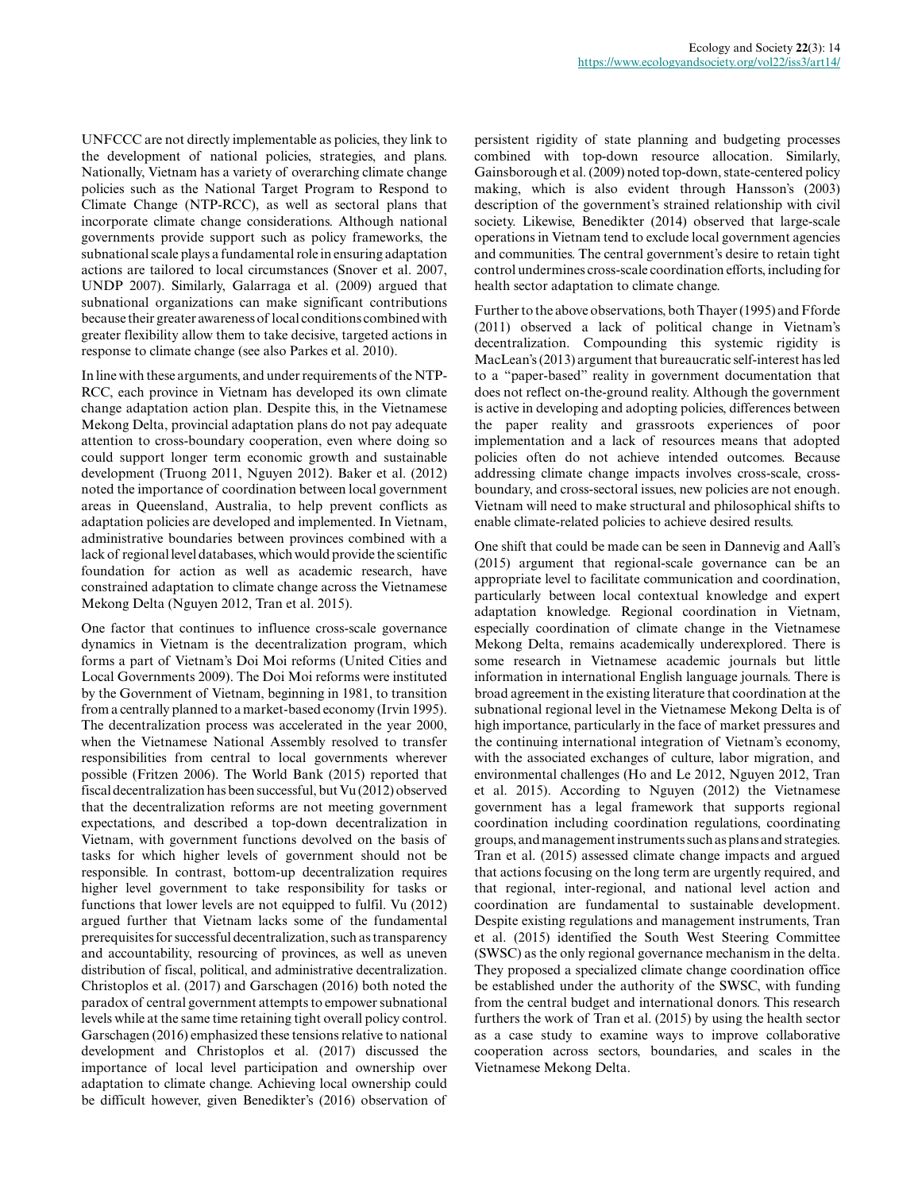UNFCCC are not directly implementable as policies, they link to the development of national policies, strategies, and plans. Nationally, Vietnam has a variety of overarching climate change policies such as the National Target Program to Respond to Climate Change (NTP-RCC), as well as sectoral plans that incorporate climate change considerations. Although national governments provide support such as policy frameworks, the subnational scale plays a fundamental role in ensuring adaptation actions are tailored to local circumstances (Snover et al. 2007, UNDP 2007). Similarly, Galarraga et al. (2009) argued that subnational organizations can make significant contributions because their greater awareness of local conditions combined with greater flexibility allow them to take decisive, targeted actions in response to climate change (see also Parkes et al. 2010).

In line with these arguments, and under requirements of the NTP-RCC, each province in Vietnam has developed its own climate change adaptation action plan. Despite this, in the Vietnamese Mekong Delta, provincial adaptation plans do not pay adequate attention to cross-boundary cooperation, even where doing so could support longer term economic growth and sustainable development (Truong 2011, Nguyen 2012). Baker et al. (2012) noted the importance of coordination between local government areas in Queensland, Australia, to help prevent conflicts as adaptation policies are developed and implemented. In Vietnam, administrative boundaries between provinces combined with a lack of regional level databases, which would provide the scientific foundation for action as well as academic research, have constrained adaptation to climate change across the Vietnamese Mekong Delta (Nguyen 2012, Tran et al. 2015).

One factor that continues to influence cross-scale governance dynamics in Vietnam is the decentralization program, which forms a part of Vietnam's Doi Moi reforms (United Cities and Local Governments 2009). The Doi Moi reforms were instituted by the Government of Vietnam, beginning in 1981, to transition from a centrally planned to a market-based economy (Irvin 1995). The decentralization process was accelerated in the year 2000, when the Vietnamese National Assembly resolved to transfer responsibilities from central to local governments wherever possible (Fritzen 2006). The World Bank (2015) reported that fiscal decentralization has been successful, but Vu (2012) observed that the decentralization reforms are not meeting government expectations, and described a top-down decentralization in Vietnam, with government functions devolved on the basis of tasks for which higher levels of government should not be responsible. In contrast, bottom-up decentralization requires higher level government to take responsibility for tasks or functions that lower levels are not equipped to fulfil. Vu (2012) argued further that Vietnam lacks some of the fundamental prerequisites for successful decentralization, such as transparency and accountability, resourcing of provinces, as well as uneven distribution of fiscal, political, and administrative decentralization. Christoplos et al. (2017) and Garschagen (2016) both noted the paradox of central government attempts to empower subnational levels while at the same time retaining tight overall policy control. Garschagen (2016) emphasized these tensions relative to national development and Christoplos et al. (2017) discussed the importance of local level participation and ownership over adaptation to climate change. Achieving local ownership could be difficult however, given Benedikter's (2016) observation of persistent rigidity of state planning and budgeting processes combined with top-down resource allocation. Similarly, Gainsborough et al. (2009) noted top-down, state-centered policy making, which is also evident through Hansson's (2003) description of the government's strained relationship with civil society. Likewise, Benedikter (2014) observed that large-scale operations in Vietnam tend to exclude local government agencies and communities. The central government's desire to retain tight control undermines cross-scale coordination efforts, including for health sector adaptation to climate change.

Further to the above observations, both Thayer (1995) and Fforde (2011) observed a lack of political change in Vietnam's decentralization. Compounding this systemic rigidity is MacLean's (2013) argument that bureaucratic self-interest has led to a "paper-based" reality in government documentation that does not reflect on-the-ground reality. Although the government is active in developing and adopting policies, differences between the paper reality and grassroots experiences of poor implementation and a lack of resources means that adopted policies often do not achieve intended outcomes. Because addressing climate change impacts involves cross-scale, cross-boundary, and cross-sectoral issues, new policies are not enough. Vietnam will need to make structural and philosophical shifts to enable climate-related policies to achieve desired results.

One shift that could be made can be seen in Dannevig and Aall's (2015) argument that regional-scale governance can be an appropriate level to facilitate communication and coordination, particularly between local contextual knowledge and expert adaptation knowledge. Regional coordination in Vietnam, especially coordination of climate change in the Vietnamese Mekong Delta, remains academically underexplored. There is some research in Vietnamese academic journals but little information in international English language journals. There is broad agreement in the existing literature that coordination at the subnational regional level in the Vietnamese Mekong Delta is of high importance, particularly in the face of market pressures and the continuing international integration of Vietnam's economy, with the associated exchanges of culture, labor migration, and environmental challenges (Ho and Le 2012, Nguyen 2012, Tran et al. 2015). According to Nguyen (2012) the Vietnamese government has a legal framework that supports regional coordination including coordination regulations, coordinating groups, and management instruments such as plans and strategies. Tran et al. (2015) assessed climate change impacts and argued that actions focusing on the long term are urgently required, and that regional, inter-regional, and national level action and coordination are fundamental to sustainable development. Despite existing regulations and management instruments, Tran et al. (2015) identified the South West Steering Committee (SWSC) as the only regional governance mechanism in the delta. They proposed a specialized climate change coordination office be established under the authority of the SWSC, with funding from the central budget and international donors. This research furthers the work of Tran et al. (2015) by using the health sector as a case study to examine ways to improve collaborative cooperation across sectors, boundaries, and scales in the Vietnamese Mekong Delta.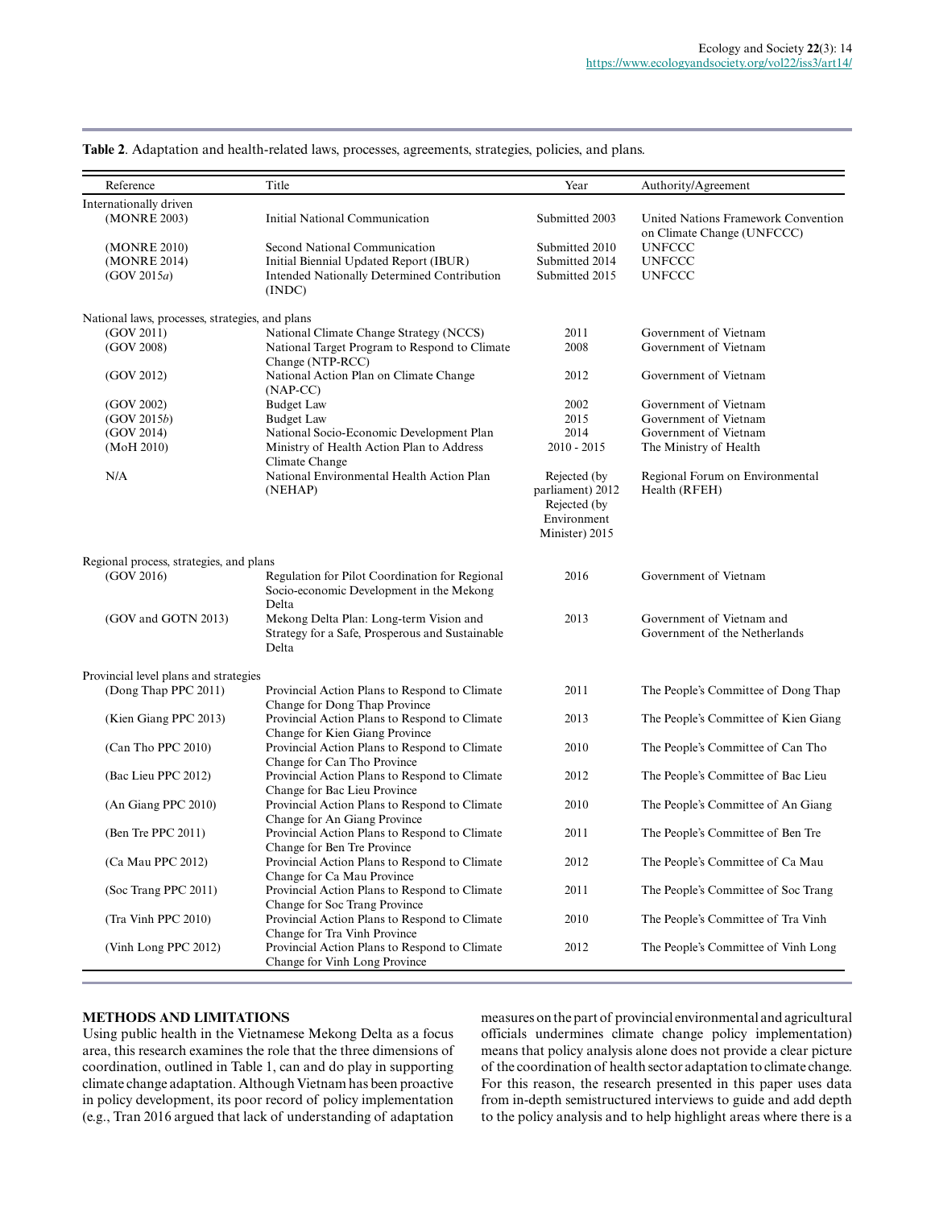**Table 2**. Adaptation and health-related laws, processes, agreements, strategies, policies, and plans.

| Reference | Title | Year | Authority/Agreement |
|---|---|---|---|
| Internationally driven | | | |
| (MONRE 2003) | Initial National Communication | Submitted 2003 | United Nations Framework Convention on Climate Change (UNFCCC) |
| (MONRE 2010) | Second National Communication | Submitted 2010 | UNFCCC |
| (MONRE 2014) | Initial Biennial Updated Report (IBUR) | Submitted 2014 | UNFCCC |
| (GOV 2015*a*) | Intended Nationally Determined Contribution (INDC) | Submitted 2015 | UNFCCC |
| National laws, processes, strategies, and plans | | | |
| (GOV 2011) | National Climate Change Strategy (NCCS) | 2011 | Government of Vietnam |
| (GOV 2008) | National Target Program to Respond to Climate Change (NTP-RCC) | 2008 | Government of Vietnam |
| (GOV 2012) | National Action Plan on Climate Change (NAP-CC) | 2012 | Government of Vietnam |
| (GOV 2002) | Budget Law | 2002 | Government of Vietnam |
| (GOV 2015*b*) | Budget Law | 2015 | Government of Vietnam |
| (GOV 2014) | National Socio-Economic Development Plan | 2014 | Government of Vietnam |
| (MoH 2010) | Ministry of Health Action Plan to Address Climate Change | 2010 - 2015 | The Ministry of Health |
| N/A | National Environmental Health Action Plan (NEHAP) | Rejected (by parliament) 2012 Rejected (by Environment Minister) 2015 | Regional Forum on Environmental Health (RFEH) |
| Regional process, strategies, and plans | | | |
| (GOV 2016) | Regulation for Pilot Coordination for Regional Socio-economic Development in the Mekong Delta | 2016 | Government of Vietnam |
| (GOV and GOTN 2013) | Mekong Delta Plan: Long-term Vision and Strategy for a Safe, Prosperous and Sustainable Delta | 2013 | Government of Vietnam and Government of the Netherlands |
| Provincial level plans and strategies | | | |
| (Dong Thap PPC 2011) | Provincial Action Plans to Respond to Climate Change for Dong Thap Province | 2011 | The People's Committee of Dong Thap |
| (Kien Giang PPC 2013) | Provincial Action Plans to Respond to Climate Change for Kien Giang Province | 2013 | The People's Committee of Kien Giang |
| (Can Tho PPC 2010) | Provincial Action Plans to Respond to Climate Change for Can Tho Province | 2010 | The People's Committee of Can Tho |
| (Bac Lieu PPC 2012) | Provincial Action Plans to Respond to Climate Change for Bac Lieu Province | 2012 | The People's Committee of Bac Lieu |
| (An Giang PPC 2010) | Provincial Action Plans to Respond to Climate Change for An Giang Province | 2010 | The People's Committee of An Giang |
| (Ben Tre PPC 2011) | Provincial Action Plans to Respond to Climate Change for Ben Tre Province | 2011 | The People's Committee of Ben Tre |
| (Ca Mau PPC 2012) | Provincial Action Plans to Respond to Climate Change for Ca Mau Province | 2012 | The People's Committee of Ca Mau |
| (Soc Trang PPC 2011) | Provincial Action Plans to Respond to Climate Change for Soc Trang Province | 2011 | The People's Committee of Soc Trang |
| (Tra Vinh PPC 2010) | Provincial Action Plans to Respond to Climate Change for Tra Vinh Province | 2010 | The People's Committee of Tra Vinh |
| (Vinh Long PPC 2012) | Provincial Action Plans to Respond to Climate Change for Vinh Long Province | 2012 | The People's Committee of Vinh Long |

## METHODS AND LIMITATIONS

Using public health in the Vietnamese Mekong Delta as a focus area, this research examines the role that the three dimensions of coordination, outlined in Table 1, can and do play in supporting climate change adaptation. Although Vietnam has been proactive in policy development, its poor record of policy implementation (e.g., Tran 2016 argued that lack of understanding of adaptation measures on the part of provincial environmental and agricultural officials undermines climate change policy implementation) means that policy analysis alone does not provide a clear picture of the coordination of health sector adaptation to climate change. For this reason, the research presented in this paper uses data from in-depth semistructured interviews to guide and add depth to the policy analysis and to help highlight areas where there is a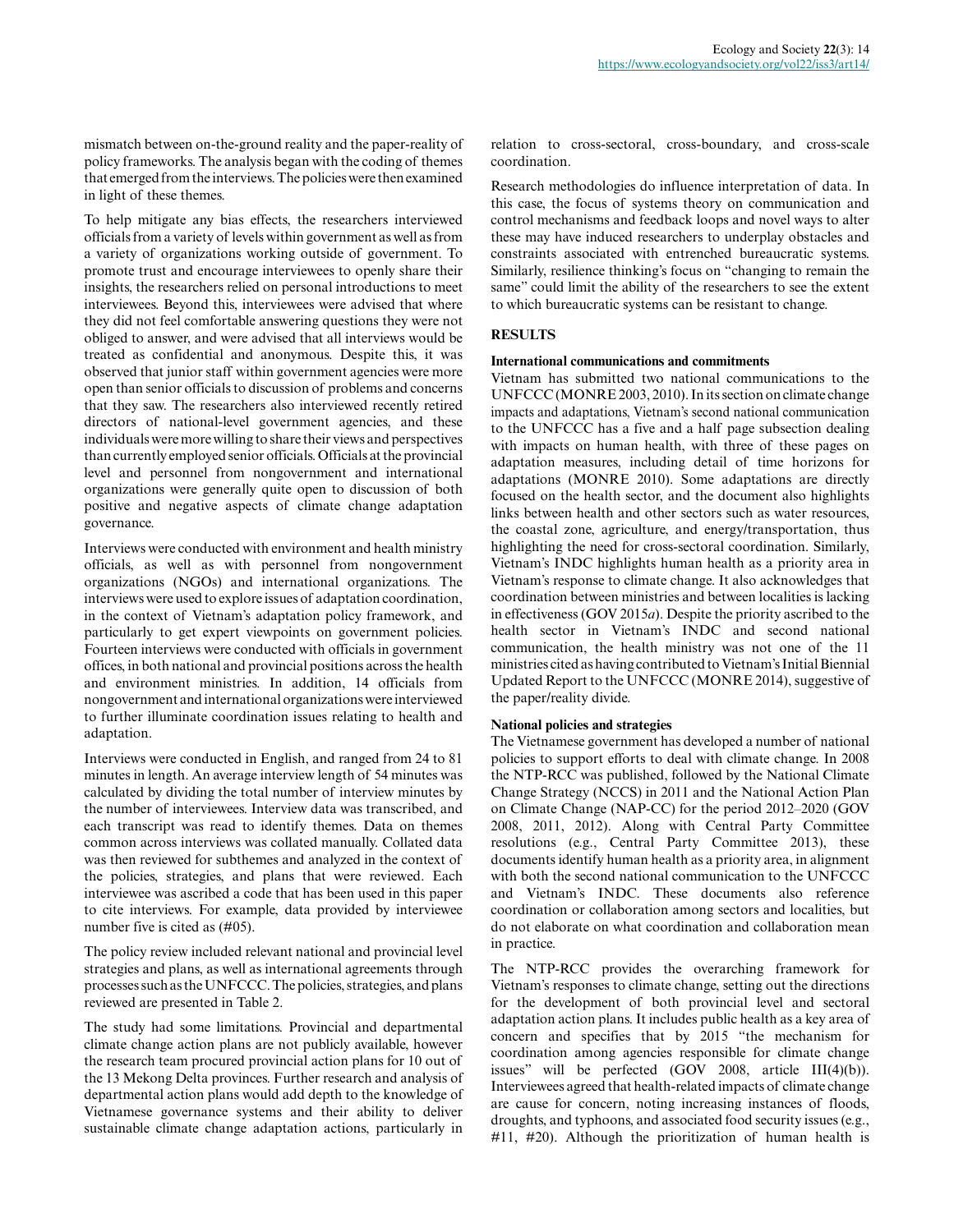mismatch between on-the-ground reality and the paper-reality of policy frameworks. The analysis began with the coding of themes that emerged from the interviews. The policies were then examined in light of these themes.

To help mitigate any bias effects, the researchers interviewed officials from a variety of levels within government as well as from a variety of organizations working outside of government. To promote trust and encourage interviewees to openly share their insights, the researchers relied on personal introductions to meet interviewees. Beyond this, interviewees were advised that where they did not feel comfortable answering questions they were not obliged to answer, and were advised that all interviews would be treated as confidential and anonymous. Despite this, it was observed that junior staff within government agencies were more open than senior officials to discussion of problems and concerns that they saw. The researchers also interviewed recently retired directors of national-level government agencies, and these individuals were more willing to share their views and perspectives than currently employed senior officials. Officials at the provincial level and personnel from nongovernment and international organizations were generally quite open to discussion of both positive and negative aspects of climate change adaptation governance.

Interviews were conducted with environment and health ministry officials, as well as with personnel from nongovernment organizations (NGOs) and international organizations. The interviews were used to explore issues of adaptation coordination, in the context of Vietnam's adaptation policy framework, and particularly to get expert viewpoints on government policies. Fourteen interviews were conducted with officials in government offices, in both national and provincial positions across the health and environment ministries. In addition, 14 officials from nongovernment and international organizations were interviewed to further illuminate coordination issues relating to health and adaptation.

Interviews were conducted in English, and ranged from 24 to 81 minutes in length. An average interview length of 54 minutes was calculated by dividing the total number of interview minutes by the number of interviewees. Interview data was transcribed, and each transcript was read to identify themes. Data on themes common across interviews was collated manually. Collated data was then reviewed for subthemes and analyzed in the context of the policies, strategies, and plans that were reviewed. Each interviewee was ascribed a code that has been used in this paper to cite interviews. For example, data provided by interviewee number five is cited as (#05).

The policy review included relevant national and provincial level strategies and plans, as well as international agreements through processes such as the UNFCCC. The policies, strategies, and plans reviewed are presented in Table 2.

The study had some limitations. Provincial and departmental climate change action plans are not publicly available, however the research team procured provincial action plans for 10 out of the 13 Mekong Delta provinces. Further research and analysis of departmental action plans would add depth to the knowledge of Vietnamese governance systems and their ability to deliver sustainable climate change adaptation actions, particularly in relation to cross-sectoral, cross-boundary, and cross-scale coordination.

Research methodologies do influence interpretation of data. In this case, the focus of systems theory on communication and control mechanisms and feedback loops and novel ways to alter these may have induced researchers to underplay obstacles and constraints associated with entrenched bureaucratic systems. Similarly, resilience thinking's focus on "changing to remain the same" could limit the ability of the researchers to see the extent to which bureaucratic systems can be resistant to change.

## RESULTS

### International communications and commitments

Vietnam has submitted two national communications to the UNFCCC (MONRE 2003, 2010). In its section on climate change impacts and adaptations, Vietnam's second national communication to the UNFCCC has a five and a half page subsection dealing with impacts on human health, with three of these pages on adaptation measures, including detail of time horizons for adaptations (MONRE 2010). Some adaptations are directly focused on the health sector, and the document also highlights links between health and other sectors such as water resources, the coastal zone, agriculture, and energy/transportation, thus highlighting the need for cross-sectoral coordination. Similarly, Vietnam's INDC highlights human health as a priority area in Vietnam's response to climate change. It also acknowledges that coordination between ministries and between localities is lacking in effectiveness (GOV 2015*a*). Despite the priority ascribed to the health sector in Vietnam's INDC and second national communication, the health ministry was not one of the 11 ministries cited as having contributed to Vietnam's Initial Biennial Updated Report to the UNFCCC (MONRE 2014), suggestive of the paper/reality divide.

### National policies and strategies

The Vietnamese government has developed a number of national policies to support efforts to deal with climate change. In 2008 the NTP-RCC was published, followed by the National Climate Change Strategy (NCCS) in 2011 and the National Action Plan on Climate Change (NAP-CC) for the period 2012–2020 (GOV 2008, 2011, 2012). Along with Central Party Committee resolutions (e.g., Central Party Committee 2013), these documents identify human health as a priority area, in alignment with both the second national communication to the UNFCCC and Vietnam's INDC. These documents also reference coordination or collaboration among sectors and localities, but do not elaborate on what coordination and collaboration mean in practice.

The NTP-RCC provides the overarching framework for Vietnam's responses to climate change, setting out the directions for the development of both provincial level and sectoral adaptation action plans. It includes public health as a key area of concern and specifies that by 2015 "the mechanism for coordination among agencies responsible for climate change issues" will be perfected (GOV 2008, article III(4)(b)). Interviewees agreed that health-related impacts of climate change are cause for concern, noting increasing instances of floods, droughts, and typhoons, and associated food security issues (e.g., #11, #20). Although the prioritization of human health is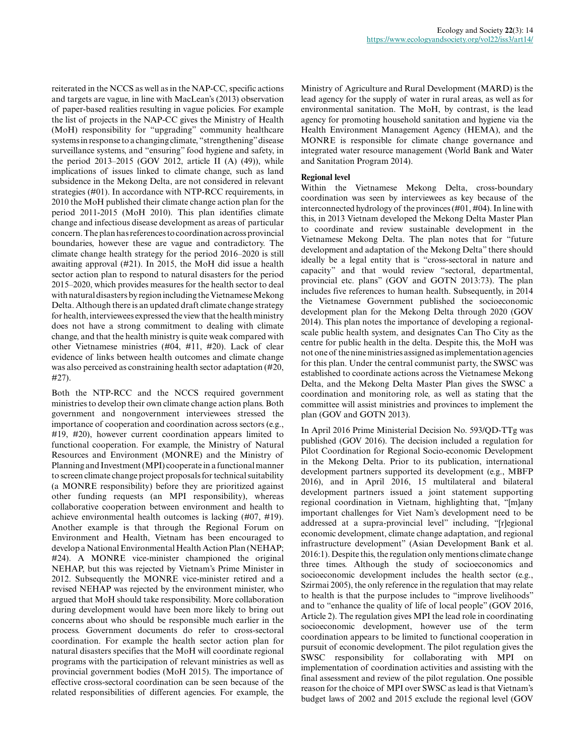reiterated in the NCCS as well as in the NAP-CC, specific actions and targets are vague, in line with MacLean's (2013) observation of paper-based realities resulting in vague policies. For example the list of projects in the NAP-CC gives the Ministry of Health (MoH) responsibility for "upgrading" community healthcare systems in response to a changing climate, "strengthening" disease surveillance systems, and "ensuring" food hygiene and safety, in the period 2013–2015 (GOV 2012, article II (A) (49)), while implications of issues linked to climate change, such as land subsidence in the Mekong Delta, are not considered in relevant strategies (#01). In accordance with NTP-RCC requirements, in 2010 the MoH published their climate change action plan for the period 2011-2015 (MoH 2010). This plan identifies climate change and infectious disease development as areas of particular concern. The plan has references to coordination across provincial boundaries, however these are vague and contradictory. The climate change health strategy for the period 2016–2020 is still awaiting approval (#21). In 2015, the MoH did issue a health sector action plan to respond to natural disasters for the period 2015–2020, which provides measures for the health sector to deal with natural disasters by region including the Vietnamese Mekong Delta. Although there is an updated draft climate change strategy for health, interviewees expressed the view that the health ministry does not have a strong commitment to dealing with climate change, and that the health ministry is quite weak compared with other Vietnamese ministries (#04, #11, #20). Lack of clear evidence of links between health outcomes and climate change was also perceived as constraining health sector adaptation (#20, #27).

Both the NTP-RCC and the NCCS required government ministries to develop their own climate change action plans. Both government and nongovernment interviewees stressed the importance of cooperation and coordination across sectors (e.g., #19, #20), however current coordination appears limited to functional cooperation. For example, the Ministry of Natural Resources and Environment (MONRE) and the Ministry of Planning and Investment (MPI) cooperate in a functional manner to screen climate change project proposals for technical suitability (a MONRE responsibility) before they are prioritized against other funding requests (an MPI responsibility), whereas collaborative cooperation between environment and health to achieve environmental health outcomes is lacking (#07, #19). Another example is that through the Regional Forum on Environment and Health, Vietnam has been encouraged to develop a National Environmental Health Action Plan (NEHAP; #24). A MONRE vice-minister championed the original NEHAP, but this was rejected by Vietnam's Prime Minister in 2012. Subsequently the MONRE vice-minister retired and a revised NEHAP was rejected by the environment minister, who argued that MoH should take responsibility. More collaboration during development would have been more likely to bring out concerns about who should be responsible much earlier in the process. Government documents do refer to cross-sectoral coordination. For example the health sector action plan for natural disasters specifies that the MoH will coordinate regional programs with the participation of relevant ministries as well as provincial government bodies (MoH 2015). The importance of effective cross-sectoral coordination can be seen because of the related responsibilities of different agencies. For example, the Ministry of Agriculture and Rural Development (MARD) is the lead agency for the supply of water in rural areas, as well as for environmental sanitation. The MoH, by contrast, is the lead agency for promoting household sanitation and hygiene via the Health Environment Management Agency (HEMA), and the MONRE is responsible for climate change governance and integrated water resource management (World Bank and Water and Sanitation Program 2014).

### Regional level

Within the Vietnamese Mekong Delta, cross-boundary coordination was seen by interviewees as key because of the interconnected hydrology of the provinces (#01, #04). In line with this, in 2013 Vietnam developed the Mekong Delta Master Plan to coordinate and review sustainable development in the Vietnamese Mekong Delta. The plan notes that for "future development and adaptation of the Mekong Delta" there should ideally be a legal entity that is "cross-sectoral in nature and capacity" and that would review "sectoral, departmental, provincial etc. plans" (GOV and GOTN 2013:73). The plan includes five references to human health. Subsequently, in 2014 the Vietnamese Government published the socioeconomic development plan for the Mekong Delta through 2020 (GOV 2014). This plan notes the importance of developing a regional-scale public health system, and designates Can Tho City as the centre for public health in the delta. Despite this, the MoH was not one of the nine ministries assigned as implementation agencies for this plan. Under the central communist party, the SWSC was established to coordinate actions across the Vietnamese Mekong Delta, and the Mekong Delta Master Plan gives the SWSC a coordination and monitoring role, as well as stating that the committee will assist ministries and provinces to implement the plan (GOV and GOTN 2013).

In April 2016 Prime Ministerial Decision No. 593/QD-TTg was published (GOV 2016). The decision included a regulation for Pilot Coordination for Regional Socio-economic Development in the Mekong Delta. Prior to its publication, international development partners supported its development (e.g., MBFP 2016), and in April 2016, 15 multilateral and bilateral development partners issued a joint statement supporting regional coordination in Vietnam, highlighting that, "[m]any important challenges for Viet Nam's development need to be addressed at a supra-provincial level" including, "[r]egional economic development, climate change adaptation, and regional infrastructure development" (Asian Development Bank et al. 2016:1). Despite this, the regulation only mentions climate change three times. Although the study of socioeconomics and socioeconomic development includes the health sector (e.g., Szirmai 2005), the only reference in the regulation that may relate to health is that the purpose includes to "improve livelihoods" and to "enhance the quality of life of local people" (GOV 2016, Article 2). The regulation gives MPI the lead role in coordinating socioeconomic development, however use of the term coordination appears to be limited to functional cooperation in pursuit of economic development. The pilot regulation gives the SWSC responsibility for collaborating with MPI on implementation of coordination activities and assisting with the final assessment and review of the pilot regulation. One possible reason for the choice of MPI over SWSC as lead is that Vietnam's budget laws of 2002 and 2015 exclude the regional level (GOV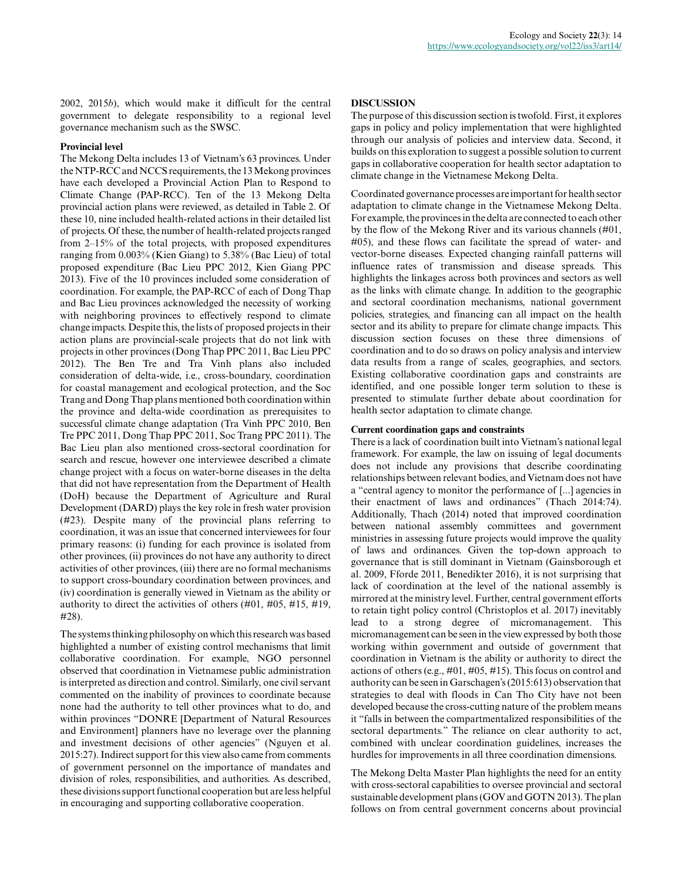2002, 2015*b*), which would make it difficult for the central government to delegate responsibility to a regional level governance mechanism such as the SWSC.

### Provincial level

The Mekong Delta includes 13 of Vietnam's 63 provinces. Under the NTP-RCC and NCCS requirements, the 13 Mekong provinces have each developed a Provincial Action Plan to Respond to Climate Change (PAP-RCC). Ten of the 13 Mekong Delta provincial action plans were reviewed, as detailed in Table 2. Of these 10, nine included health-related actions in their detailed list of projects. Of these, the number of health-related projects ranged from 2–15% of the total projects, with proposed expenditures ranging from 0.003% (Kien Giang) to 5.38% (Bac Lieu) of total proposed expenditure (Bac Lieu PPC 2012, Kien Giang PPC 2013). Five of the 10 provinces included some consideration of coordination. For example, the PAP-RCC of each of Dong Thap and Bac Lieu provinces acknowledged the necessity of working with neighboring provinces to effectively respond to climate change impacts. Despite this, the lists of proposed projects in their action plans are provincial-scale projects that do not link with projects in other provinces (Dong Thap PPC 2011, Bac Lieu PPC 2012). The Ben Tre and Tra Vinh plans also included consideration of delta-wide, i.e., cross-boundary, coordination for coastal management and ecological protection, and the Soc Trang and Dong Thap plans mentioned both coordination within the province and delta-wide coordination as prerequisites to successful climate change adaptation (Tra Vinh PPC 2010, Ben Tre PPC 2011, Dong Thap PPC 2011, Soc Trang PPC 2011). The Bac Lieu plan also mentioned cross-sectoral coordination for search and rescue, however one interviewee described a climate change project with a focus on water-borne diseases in the delta that did not have representation from the Department of Health (DoH) because the Department of Agriculture and Rural Development (DARD) plays the key role in fresh water provision (#23). Despite many of the provincial plans referring to coordination, it was an issue that concerned interviewees for four primary reasons: (i) funding for each province is isolated from other provinces, (ii) provinces do not have any authority to direct activities of other provinces, (iii) there are no formal mechanisms to support cross-boundary coordination between provinces, and (iv) coordination is generally viewed in Vietnam as the ability or authority to direct the activities of others (#01, #05, #15, #19, #28).

The systems thinking philosophy on which this research was based highlighted a number of existing control mechanisms that limit collaborative coordination. For example, NGO personnel observed that coordination in Vietnamese public administration is interpreted as direction and control. Similarly, one civil servant commented on the inability of provinces to coordinate because none had the authority to tell other provinces what to do, and within provinces "DONRE [Department of Natural Resources and Environment] planners have no leverage over the planning and investment decisions of other agencies" (Nguyen et al. 2015:27). Indirect support for this view also came from comments of government personnel on the importance of mandates and division of roles, responsibilities, and authorities. As described, these divisions support functional cooperation but are less helpful in encouraging and supporting collaborative cooperation.

## DISCUSSION

The purpose of this discussion section is twofold. First, it explores gaps in policy and policy implementation that were highlighted through our analysis of policies and interview data. Second, it builds on this exploration to suggest a possible solution to current gaps in collaborative cooperation for health sector adaptation to climate change in the Vietnamese Mekong Delta.

Coordinated governance processes are important for health sector adaptation to climate change in the Vietnamese Mekong Delta. For example, the provinces in the delta are connected to each other by the flow of the Mekong River and its various channels (#01, #05), and these flows can facilitate the spread of water- and vector-borne diseases. Expected changing rainfall patterns will influence rates of transmission and disease spreads. This highlights the linkages across both provinces and sectors as well as the links with climate change. In addition to the geographic and sectoral coordination mechanisms, national government policies, strategies, and financing can all impact on the health sector and its ability to prepare for climate change impacts. This discussion section focuses on these three dimensions of coordination and to do so draws on policy analysis and interview data results from a range of scales, geographies, and sectors. Existing collaborative coordination gaps and constraints are identified, and one possible longer term solution to these is presented to stimulate further debate about coordination for health sector adaptation to climate change.

### Current coordination gaps and constraints

There is a lack of coordination built into Vietnam's national legal framework. For example, the law on issuing of legal documents does not include any provisions that describe coordinating relationships between relevant bodies, and Vietnam does not have a "central agency to monitor the performance of [...] agencies in their enactment of laws and ordinances" (Thach 2014:74). Additionally, Thach (2014) noted that improved coordination between national assembly committees and government ministries in assessing future projects would improve the quality of laws and ordinances. Given the top-down approach to governance that is still dominant in Vietnam (Gainsborough et al. 2009, Fforde 2011, Benedikter 2016), it is not surprising that lack of coordination at the level of the national assembly is mirrored at the ministry level. Further, central government efforts to retain tight policy control (Christoplos et al. 2017) inevitably lead to a strong degree of micromanagement. This micromanagement can be seen in the view expressed by both those working within government and outside of government that coordination in Vietnam is the ability or authority to direct the actions of others (e.g., #01, #05, #15). This focus on control and authority can be seen in Garschagen's (2015:613) observation that strategies to deal with floods in Can Tho City have not been developed because the cross-cutting nature of the problem means it "falls in between the compartmentalized responsibilities of the sectoral departments." The reliance on clear authority to act, combined with unclear coordination guidelines, increases the hurdles for improvements in all three coordination dimensions.

The Mekong Delta Master Plan highlights the need for an entity with cross-sectoral capabilities to oversee provincial and sectoral sustainable development plans (GOV and GOTN 2013). The plan follows on from central government concerns about provincial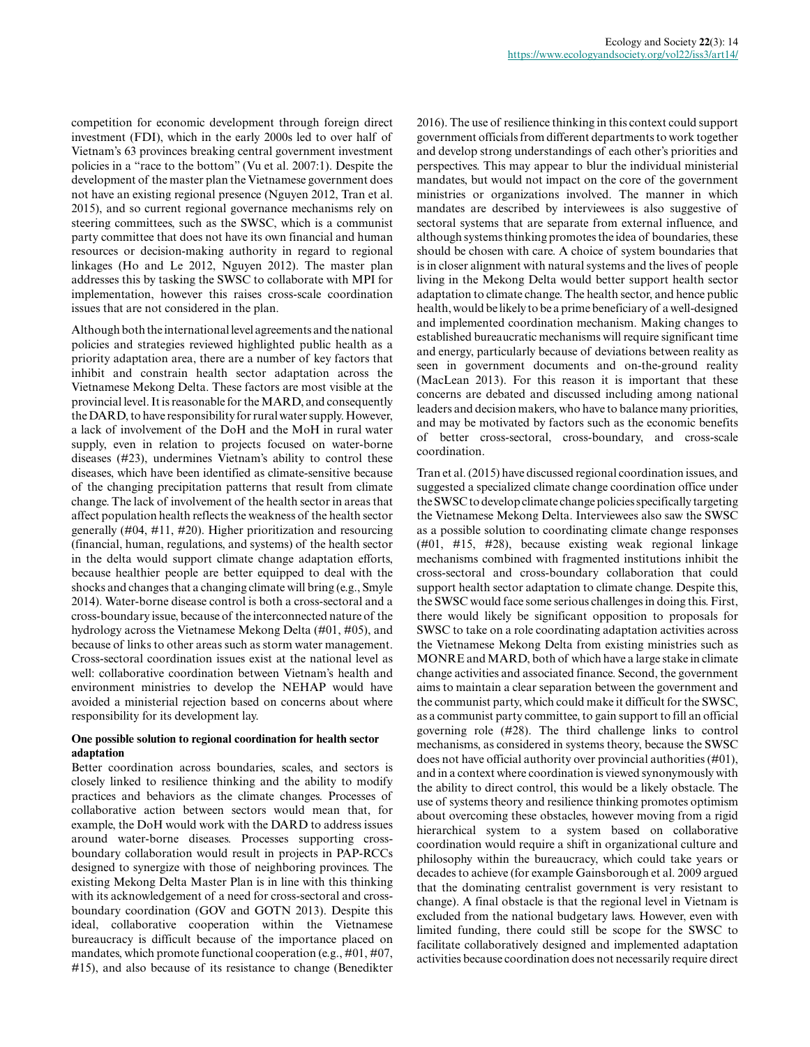competition for economic development through foreign direct investment (FDI), which in the early 2000s led to over half of Vietnam's 63 provinces breaking central government investment policies in a "race to the bottom" (Vu et al. 2007:1). Despite the development of the master plan the Vietnamese government does not have an existing regional presence (Nguyen 2012, Tran et al. 2015), and so current regional governance mechanisms rely on steering committees, such as the SWSC, which is a communist party committee that does not have its own financial and human resources or decision-making authority in regard to regional linkages (Ho and Le 2012, Nguyen 2012). The master plan addresses this by tasking the SWSC to collaborate with MPI for implementation, however this raises cross-scale coordination issues that are not considered in the plan.

Although both the international level agreements and the national policies and strategies reviewed highlighted public health as a priority adaptation area, there are a number of key factors that inhibit and constrain health sector adaptation across the Vietnamese Mekong Delta. These factors are most visible at the provincial level. It is reasonable for the MARD, and consequently the DARD, to have responsibility for rural water supply. However, a lack of involvement of the DoH and the MoH in rural water supply, even in relation to projects focused on water-borne diseases (#23), undermines Vietnam's ability to control these diseases, which have been identified as climate-sensitive because of the changing precipitation patterns that result from climate change. The lack of involvement of the health sector in areas that affect population health reflects the weakness of the health sector generally (#04, #11, #20). Higher prioritization and resourcing (financial, human, regulations, and systems) of the health sector in the delta would support climate change adaptation efforts, because healthier people are better equipped to deal with the shocks and changes that a changing climate will bring (e.g., Smyle 2014). Water-borne disease control is both a cross-sectoral and a cross-boundary issue, because of the interconnected nature of the hydrology across the Vietnamese Mekong Delta (#01, #05), and because of links to other areas such as storm water management. Cross-sectoral coordination issues exist at the national level as well: collaborative coordination between Vietnam's health and environment ministries to develop the NEHAP would have avoided a ministerial rejection based on concerns about where responsibility for its development lay.

### One possible solution to regional coordination for health sector adaptation

Better coordination across boundaries, scales, and sectors is closely linked to resilience thinking and the ability to modify practices and behaviors as the climate changes. Processes of collaborative action between sectors would mean that, for example, the DoH would work with the DARD to address issues around water-borne diseases. Processes supporting cross-boundary collaboration would result in projects in PAP-RCCs designed to synergize with those of neighboring provinces. The existing Mekong Delta Master Plan is in line with this thinking with its acknowledgement of a need for cross-sectoral and cross-boundary coordination (GOV and GOTN 2013). Despite this ideal, collaborative cooperation within the Vietnamese bureaucracy is difficult because of the importance placed on mandates, which promote functional cooperation (e.g., #01, #07, #15), and also because of its resistance to change (Benedikter 2016). The use of resilience thinking in this context could support government officials from different departments to work together and develop strong understandings of each other's priorities and perspectives. This may appear to blur the individual ministerial mandates, but would not impact on the core of the government ministries or organizations involved. The manner in which mandates are described by interviewees is also suggestive of sectoral systems that are separate from external influence, and although systems thinking promotes the idea of boundaries, these should be chosen with care. A choice of system boundaries that is in closer alignment with natural systems and the lives of people living in the Mekong Delta would better support health sector adaptation to climate change. The health sector, and hence public health, would be likely to be a prime beneficiary of a well-designed and implemented coordination mechanism. Making changes to established bureaucratic mechanisms will require significant time and energy, particularly because of deviations between reality as seen in government documents and on-the-ground reality (MacLean 2013). For this reason it is important that these concerns are debated and discussed including among national leaders and decision makers, who have to balance many priorities, and may be motivated by factors such as the economic benefits of better cross-sectoral, cross-boundary, and cross-scale coordination.

Tran et al. (2015) have discussed regional coordination issues, and suggested a specialized climate change coordination office under the SWSC to develop climate change policies specifically targeting the Vietnamese Mekong Delta. Interviewees also saw the SWSC as a possible solution to coordinating climate change responses (#01, #15, #28), because existing weak regional linkage mechanisms combined with fragmented institutions inhibit the cross-sectoral and cross-boundary collaboration that could support health sector adaptation to climate change. Despite this, the SWSC would face some serious challenges in doing this. First, there would likely be significant opposition to proposals for SWSC to take on a role coordinating adaptation activities across the Vietnamese Mekong Delta from existing ministries such as MONRE and MARD, both of which have a large stake in climate change activities and associated finance. Second, the government aims to maintain a clear separation between the government and the communist party, which could make it difficult for the SWSC, as a communist party committee, to gain support to fill an official governing role (#28). The third challenge links to control mechanisms, as considered in systems theory, because the SWSC does not have official authority over provincial authorities (#01), and in a context where coordination is viewed synonymously with the ability to direct control, this would be a likely obstacle. The use of systems theory and resilience thinking promotes optimism about overcoming these obstacles, however moving from a rigid hierarchical system to a system based on collaborative coordination would require a shift in organizational culture and philosophy within the bureaucracy, which could take years or decades to achieve (for example Gainsborough et al. 2009 argued that the dominating centralist government is very resistant to change). A final obstacle is that the regional level in Vietnam is excluded from the national budgetary laws. However, even with limited funding, there could still be scope for the SWSC to facilitate collaboratively designed and implemented adaptation activities because coordination does not necessarily require direct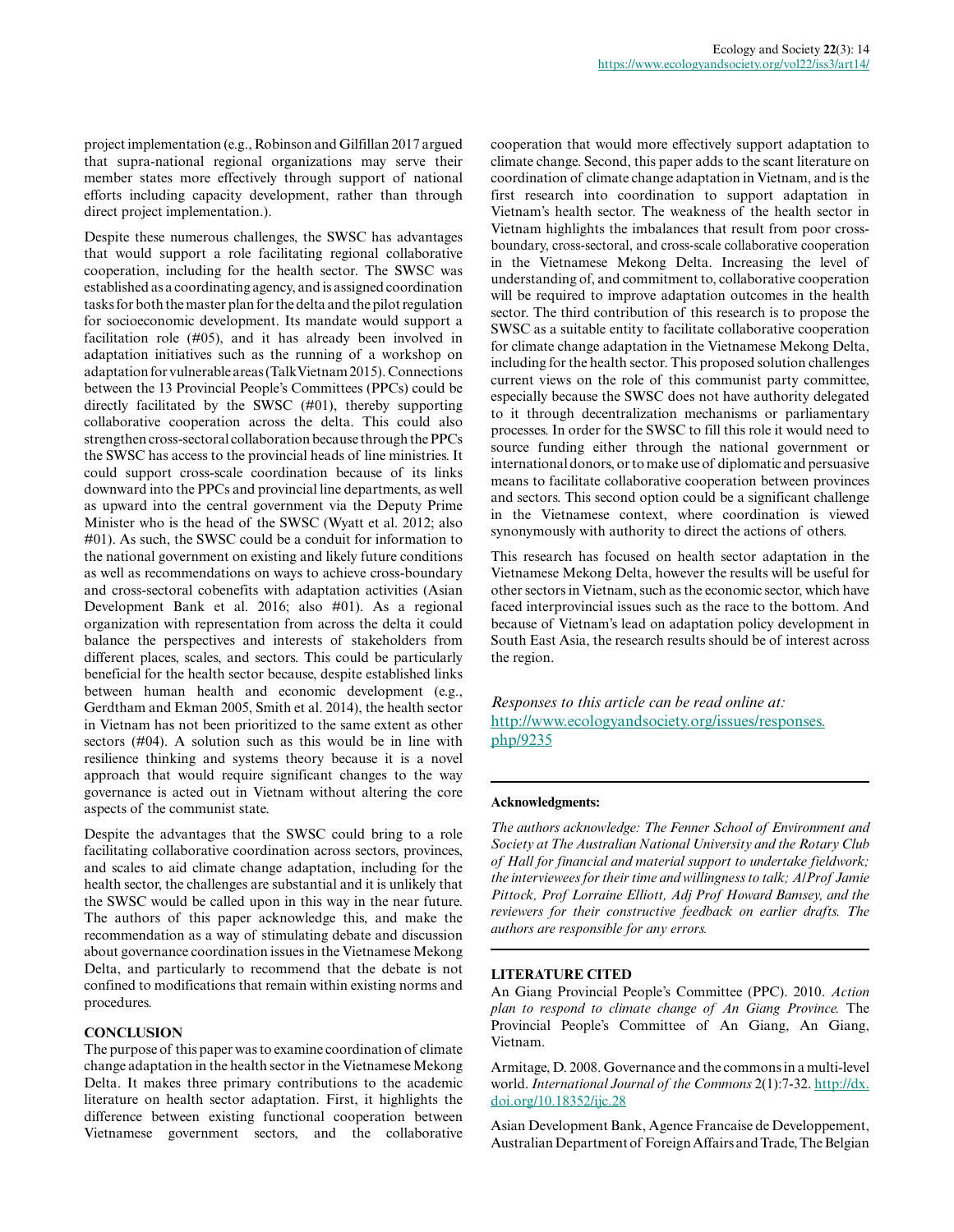project implementation (e.g., Robinson and Gilfillan 2017 argued that supra-national regional organizations may serve their member states more effectively through support of national efforts including capacity development, rather than through direct project implementation.).

Despite these numerous challenges, the SWSC has advantages that would support a role facilitating regional collaborative cooperation, including for the health sector. The SWSC was established as a coordinating agency, and is assigned coordination tasks for both the master plan for the delta and the pilot regulation for socioeconomic development. Its mandate would support a facilitation role (#05), and it has already been involved in adaptation initiatives such as the running of a workshop on adaptation for vulnerable areas (TalkVietnam 2015). Connections between the 13 Provincial People's Committees (PPCs) could be directly facilitated by the SWSC (#01), thereby supporting collaborative cooperation across the delta. This could also strengthen cross-sectoral collaboration because through the PPCs the SWSC has access to the provincial heads of line ministries. It could support cross-scale coordination because of its links downward into the PPCs and provincial line departments, as well as upward into the central government via the Deputy Prime Minister who is the head of the SWSC (Wyatt et al. 2012; also #01). As such, the SWSC could be a conduit for information to the national government on existing and likely future conditions as well as recommendations on ways to achieve cross-boundary and cross-sectoral cobenefits with adaptation activities (Asian Development Bank et al. 2016; also #01). As a regional organization with representation from across the delta it could balance the perspectives and interests of stakeholders from different places, scales, and sectors. This could be particularly beneficial for the health sector because, despite established links between human health and economic development (e.g., Gerdtham and Ekman 2005, Smith et al. 2014), the health sector in Vietnam has not been prioritized to the same extent as other sectors (#04). A solution such as this would be in line with resilience thinking and systems theory because it is a novel approach that would require significant changes to the way governance is acted out in Vietnam without altering the core aspects of the communist state.

Despite the advantages that the SWSC could bring to a role facilitating collaborative coordination across sectors, provinces, and scales to aid climate change adaptation, including for the health sector, the challenges are substantial and it is unlikely that the SWSC would be called upon in this way in the near future. The authors of this paper acknowledge this, and make the recommendation as a way of stimulating debate and discussion about governance coordination issues in the Vietnamese Mekong Delta, and particularly to recommend that the debate is not confined to modifications that remain within existing norms and procedures.

## CONCLUSION

The purpose of this paper was to examine coordination of climate change adaptation in the health sector in the Vietnamese Mekong Delta. It makes three primary contributions to the academic literature on health sector adaptation. First, it highlights the difference between existing functional cooperation between Vietnamese government sectors, and the collaborative cooperation that would more effectively support adaptation to climate change. Second, this paper adds to the scant literature on coordination of climate change adaptation in Vietnam, and is the first research into coordination to support adaptation in Vietnam's health sector. The weakness of the health sector in Vietnam highlights the imbalances that result from poor cross-boundary, cross-sectoral, and cross-scale collaborative cooperation in the Vietnamese Mekong Delta. Increasing the level of understanding of, and commitment to, collaborative cooperation will be required to improve adaptation outcomes in the health sector. The third contribution of this research is to propose the SWSC as a suitable entity to facilitate collaborative cooperation for climate change adaptation in the Vietnamese Mekong Delta, including for the health sector. This proposed solution challenges current views on the role of this communist party committee, especially because the SWSC does not have authority delegated to it through decentralization mechanisms or parliamentary processes. In order for the SWSC to fill this role it would need to source funding either through the national government or international donors, or to make use of diplomatic and persuasive means to facilitate collaborative cooperation between provinces and sectors. This second option could be a significant challenge in the Vietnamese context, where coordination is viewed synonymously with authority to direct the actions of others.

This research has focused on health sector adaptation in the Vietnamese Mekong Delta, however the results will be useful for other sectors in Vietnam, such as the economic sector, which have faced interprovincial issues such as the race to the bottom. And because of Vietnam's lead on adaptation policy development in South East Asia, the research results should be of interest across the region.

*Responses to this article can be read online at:*
http://www.ecologyandsociety.org/issues/responses.php/9235

### Acknowledgments:

*The authors acknowledge: The Fenner School of Environment and Society at The Australian National University and the Rotary Club of Hall for financial and material support to undertake fieldwork; the interviewees for their time and willingness to talk; A/Prof Jamie Pittock, Prof Lorraine Elliott, Adj Prof Howard Bamsey, and the reviewers for their constructive feedback on earlier drafts. The authors are responsible for any errors.*

### LITERATURE CITED

An Giang Provincial People's Committee (PPC). 2010. *Action plan to respond to climate change of An Giang Province.* The Provincial People's Committee of An Giang, An Giang, Vietnam.

Armitage, D. 2008. Governance and the commons in a multi-level world. *International Journal of the Commons* 2(1):7-32. http://dx.doi.org/10.18352/ijc.28

Asian Development Bank, Agence Francaise de Developpement, Australian Department of Foreign Affairs and Trade, The Belgian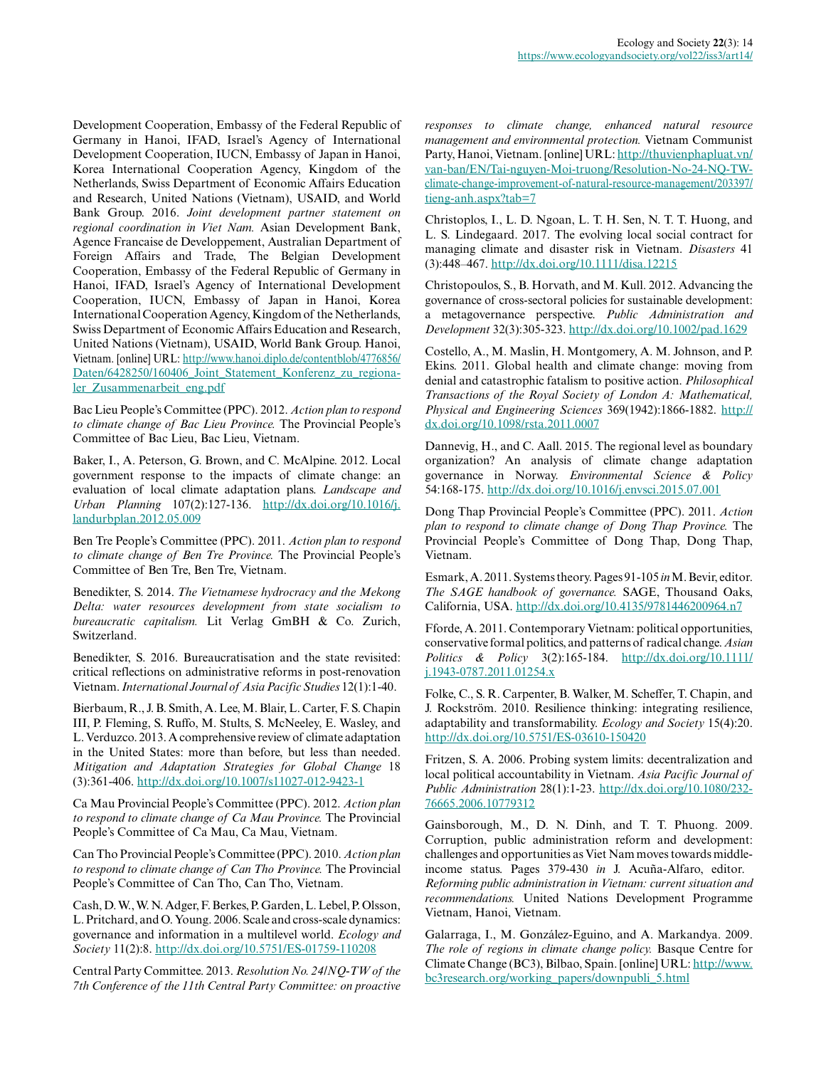Development Cooperation, Embassy of the Federal Republic of Germany in Hanoi, IFAD, Israel's Agency of International Development Cooperation, IUCN, Embassy of Japan in Hanoi, Korea International Cooperation Agency, Kingdom of the Netherlands, Swiss Department of Economic Affairs Education and Research, United Nations (Vietnam), USAID, and World Bank Group. 2016. *Joint development partner statement on regional coordination in Viet Nam.* Asian Development Bank, Agence Francaise de Developpement, Australian Department of Foreign Affairs and Trade, The Belgian Development Cooperation, Embassy of the Federal Republic of Germany in Hanoi, IFAD, Israel's Agency of International Development Cooperation, IUCN, Embassy of Japan in Hanoi, Korea International Cooperation Agency, Kingdom of the Netherlands, Swiss Department of Economic Affairs Education and Research, United Nations (Vietnam), USAID, World Bank Group. Hanoi, Vietnam. [online] URL: http://www.hanoi.diplo.de/contentblob/4776856/Daten/6428250/160406_Joint_Statement_Konferenz_zu_regionaler_Zusammenarbeit_eng.pdf

Bac Lieu People's Committee (PPC). 2012. *Action plan to respond to climate change of Bac Lieu Province.* The Provincial People's Committee of Bac Lieu, Bac Lieu, Vietnam.

Baker, I., A. Peterson, G. Brown, and C. McAlpine. 2012. Local government response to the impacts of climate change: an evaluation of local climate adaptation plans. *Landscape and Urban Planning* 107(2):127-136. http://dx.doi.org/10.1016/j.landurbplan.2012.05.009

Ben Tre People's Committee (PPC). 2011. *Action plan to respond to climate change of Ben Tre Province.* The Provincial People's Committee of Ben Tre, Ben Tre, Vietnam.

Benedikter, S. 2014. *The Vietnamese hydrocracy and the Mekong Delta: water resources development from state socialism to bureaucratic capitalism.* Lit Verlag GmbH & Co. Zurich, Switzerland.

Benedikter, S. 2016. Bureaucratisation and the state revisited: critical reflections on administrative reforms in post-renovation Vietnam. *International Journal of Asia Pacific Studies* 12(1):1-40.

Bierbaum, R., J. B. Smith, A. Lee, M. Blair, L. Carter, F. S. Chapin III, P. Fleming, S. Ruffo, M. Stults, S. McNeeley, E. Wasley, and L. Verduzco. 2013. A comprehensive review of climate adaptation in the United States: more than before, but less than needed. *Mitigation and Adaptation Strategies for Global Change* 18 (3):361-406. http://dx.doi.org/10.1007/s11027-012-9423-1

Ca Mau Provincial People's Committee (PPC). 2012. *Action plan to respond to climate change of Ca Mau Province.* The Provincial People's Committee of Ca Mau, Ca Mau, Vietnam.

Can Tho Provincial People's Committee (PPC). 2010. *Action plan to respond to climate change of Can Tho Province.* The Provincial People's Committee of Can Tho, Can Tho, Vietnam.

Cash, D. W., W. N. Adger, F. Berkes, P. Garden, L. Lebel, P. Olsson, L. Pritchard, and O. Young. 2006. Scale and cross-scale dynamics: governance and information in a multilevel world. *Ecology and Society* 11(2):8. http://dx.doi.org/10.5751/ES-01759-110208

Central Party Committee. 2013. *Resolution No. 24/NQ-TW of the 7th Conference of the 11th Central Party Committee: on proactive responses to climate change, enhanced natural resource management and environmental protection.* Vietnam Communist Party, Hanoi, Vietnam. [online] URL: http://thuvienphapluat.vn/van-ban/EN/Tai-nguyen-Moi-truong/Resolution-No-24-NQ-TW-climate-change-improvement-of-natural-resource-management/203397/tieng-anh.aspx?tab=7

Christoplos, I., L. D. Ngoan, L. T. H. Sen, N. T. T. Huong, and L. S. Lindegaard. 2017. The evolving local social contract for managing climate and disaster risk in Vietnam. *Disasters* 41 (3):448–467. http://dx.doi.org/10.1111/disa.12215

Christopoulos, S., B. Horvath, and M. Kull. 2012. Advancing the governance of cross-sectoral policies for sustainable development: a metagovernance perspective. *Public Administration and Development* 32(3):305-323. http://dx.doi.org/10.1002/pad.1629

Costello, A., M. Maslin, H. Montgomery, A. M. Johnson, and P. Ekins. 2011. Global health and climate change: moving from denial and catastrophic fatalism to positive action. *Philosophical Transactions of the Royal Society of London A: Mathematical, Physical and Engineering Sciences* 369(1942):1866-1882. http://dx.doi.org/10.1098/rsta.2011.0007

Dannevig, H., and C. Aall. 2015. The regional level as boundary organization? An analysis of climate change adaptation governance in Norway. *Environmental Science & Policy* 54:168-175. http://dx.doi.org/10.1016/j.envsci.2015.07.001

Dong Thap Provincial People's Committee (PPC). 2011. *Action plan to respond to climate change of Dong Thap Province.* The Provincial People's Committee of Dong Thap, Dong Thap, Vietnam.

Esmark, A. 2011. Systems theory. Pages 91-105 *in* M. Bevir, editor. *The SAGE handbook of governance.* SAGE, Thousand Oaks, California, USA. http://dx.doi.org/10.4135/9781446200964.n7

Fforde, A. 2011. Contemporary Vietnam: political opportunities, conservative formal politics, and patterns of radical change. *Asian Politics & Policy* 3(2):165-184. http://dx.doi.org/10.1111/j.1943-0787.2011.01254.x

Folke, C., S. R. Carpenter, B. Walker, M. Scheffer, T. Chapin, and J. Rockström. 2010. Resilience thinking: integrating resilience, adaptability and transformability. *Ecology and Society* 15(4):20. http://dx.doi.org/10.5751/ES-03610-150420

Fritzen, S. A. 2006. Probing system limits: decentralization and local political accountability in Vietnam. *Asia Pacific Journal of Public Administration* 28(1):1-23. http://dx.doi.org/10.1080/23276665.2006.10779312

Gainsborough, M., D. N. Dinh, and T. T. Phuong. 2009. Corruption, public administration reform and development: challenges and opportunities as Viet Nam moves towards middle-income status. Pages 379-430 *in* J. Acuña-Alfaro, editor. *Reforming public administration in Vietnam: current situation and recommendations.* United Nations Development Programme Vietnam, Hanoi, Vietnam.

Galarraga, I., M. González-Eguino, and A. Markandya. 2009. *The role of regions in climate change policy.* Basque Centre for Climate Change (BC3), Bilbao, Spain. [online] URL: http://www.bc3research.org/working_papers/downpubli_5.html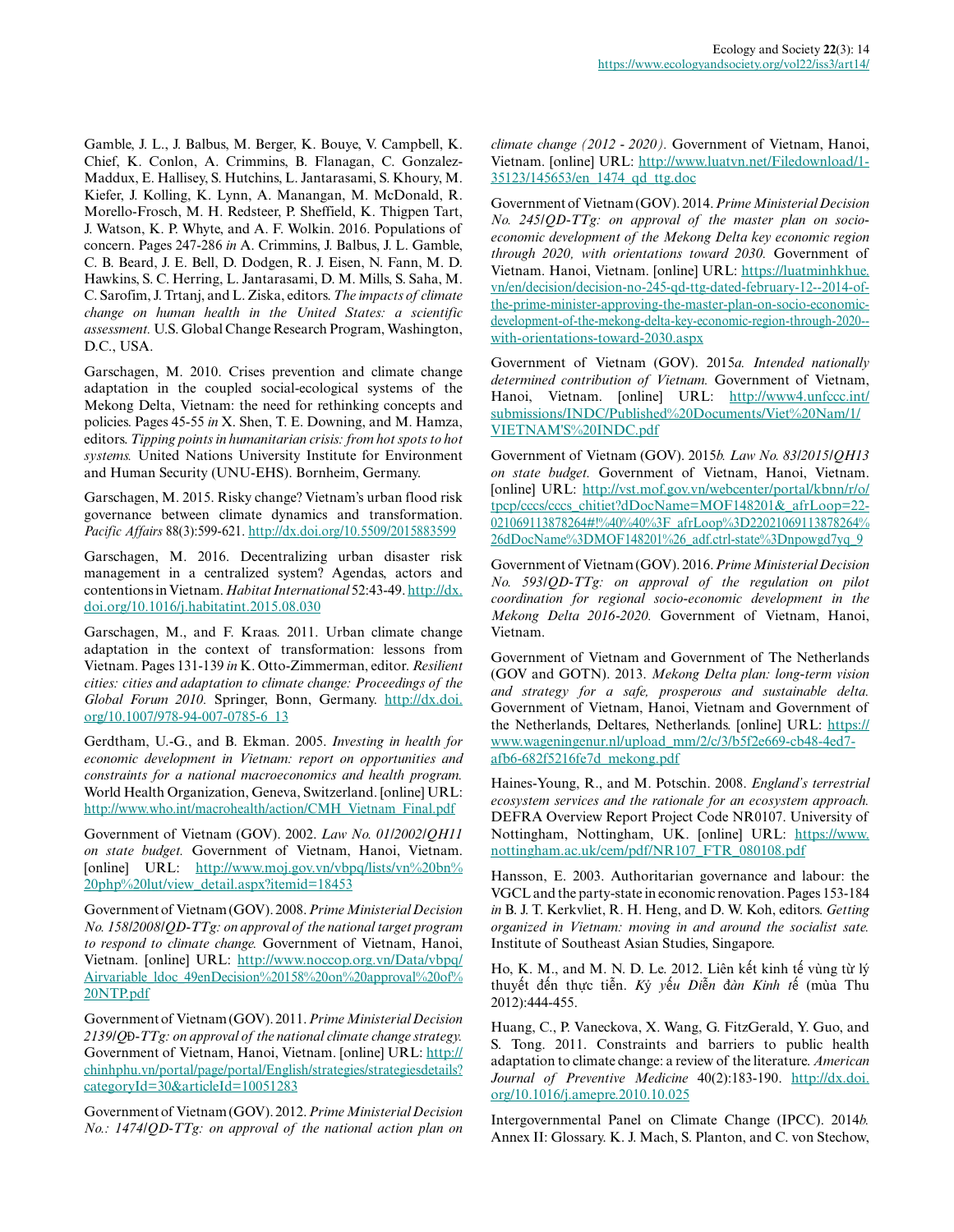Gamble, J. L., J. Balbus, M. Berger, K. Bouye, V. Campbell, K. Chief, K. Conlon, A. Crimmins, B. Flanagan, C. Gonzalez-Maddux, E. Hallisey, S. Hutchins, L. Jantarasami, S. Khoury, M. Kiefer, J. Kolling, K. Lynn, A. Manangan, M. McDonald, R. Morello-Frosch, M. H. Redsteer, P. Sheffield, K. Thigpen Tart, J. Watson, K. P. Whyte, and A. F. Wolkin. 2016. Populations of concern. Pages 247-286 *in* A. Crimmins, J. Balbus, J. L. Gamble, C. B. Beard, J. E. Bell, D. Dodgen, R. J. Eisen, N. Fann, M. D. Hawkins, S. C. Herring, L. Jantarasami, D. M. Mills, S. Saha, M. C. Sarofim, J. Trtanj, and L. Ziska, editors. *The impacts of climate change on human health in the United States: a scientific assessment.* U.S. Global Change Research Program, Washington, D.C., USA.

Garschagen, M. 2010. Crises prevention and climate change adaptation in the coupled social-ecological systems of the Mekong Delta, Vietnam: the need for rethinking concepts and policies. Pages 45-55 *in* X. Shen, T. E. Downing, and M. Hamza, editors. *Tipping points in humanitarian crisis: from hot spots to hot systems.* United Nations University Institute for Environment and Human Security (UNU-EHS). Bornheim, Germany.

Garschagen, M. 2015. Risky change? Vietnam's urban flood risk governance between climate dynamics and transformation. *Pacific Affairs* 88(3):599-621. http://dx.doi.org/10.5509/2015883599

Garschagen, M. 2016. Decentralizing urban disaster risk management in a centralized system? Agendas, actors and contentions in Vietnam. *Habitat International* 52:43-49. http://dx.doi.org/10.1016/j.habitatint.2015.08.030

Garschagen, M., and F. Kraas. 2011. Urban climate change adaptation in the context of transformation: lessons from Vietnam. Pages 131-139 *in* K. Otto-Zimmerman, editor. *Resilient cities: cities and adaptation to climate change: Proceedings of the Global Forum 2010.* Springer, Bonn, Germany. http://dx.doi.org/10.1007/978-94-007-0785-6_13

Gerdtham, U.-G., and B. Ekman. 2005. *Investing in health for economic development in Vietnam: report on opportunities and constraints for a national macroeconomics and health program.* World Health Organization, Geneva, Switzerland. [online] URL: http://www.who.int/macrohealth/action/CMH_Vietnam_Final.pdf

Government of Vietnam (GOV). 2002. *Law No. 01/2002/QH11 on state budget.* Government of Vietnam, Hanoi, Vietnam. [online] URL: http://www.moj.gov.vn/vbpq/lists/vn%20bn%20php%20lut/view_detail.aspx?itemid=18453

Government of Vietnam (GOV). 2008. *Prime Ministerial Decision No. 158/2008/QD-TTg: on approval of the national target program to respond to climate change.* Government of Vietnam, Hanoi, Vietnam. [online] URL: http://www.noccop.org.vn/Data/vbpq/Airvariable_ldoc_49enDecision%20158%20on%20approval%20of%20NTP.pdf

Government of Vietnam (GOV). 2011. *Prime Ministerial Decision 2139/QĐ-TTg: on approval of the national climate change strategy.* Government of Vietnam, Hanoi, Vietnam. [online] URL: http://chinhphu.vn/portal/page/portal/English/strategies/strategiesdetails?categoryId=30&articleId=10051283

Government of Vietnam (GOV). 2012. *Prime Ministerial Decision No.: 1474/QD-TTg: on approval of the national action plan on climate change (2012 - 2020).* Government of Vietnam, Hanoi, Vietnam. [online] URL: http://www.luatvn.net/Filedownload/1-35123/145653/en_1474_qd_ttg.doc

Government of Vietnam (GOV). 2014. *Prime Ministerial Decision No. 245/QD-TTg: on approval of the master plan on socio-economic development of the Mekong Delta key economic region through 2020, with orientations toward 2030.* Government of Vietnam. Hanoi, Vietnam. [online] URL: https://luatminhkhue.vn/en/decision/decision-no-245-qd-ttg-dated-february-12--2014-of-the-prime-minister-approving-the-master-plan-on-socio-economic-development-of-the-mekong-delta-key-economic-region-through-2020--with-orientations-toward-2030.aspx

Government of Vietnam (GOV). 2015*a*. *Intended nationally determined contribution of Vietnam.* Government of Vietnam, Hanoi, Vietnam. [online] URL: http://www4.unfccc.int/submissions/INDC/Published%20Documents/Viet%20Nam/1/VIETNAM'S%20INDC.pdf

Government of Vietnam (GOV). 2015*b*. *Law No. 83/2015/QH13 on state budget.* Government of Vietnam, Hanoi, Vietnam. [online] URL: http://vst.mof.gov.vn/webcenter/portal/kbnn/r/o/tpcp/cccs/cccs_chitiet?dDocName=MOF148201&_afrLoop=22021069113878264#!%40%40%3F_afrLoop%3D22021069113878264%26dDocName%3DMOF148201%26_adf.ctrl-state%3Dnpowgd7yq_9

Government of Vietnam (GOV). 2016. *Prime Ministerial Decision No. 593/QD-TTg: on approval of the regulation on pilot coordination for regional socio-economic development in the Mekong Delta 2016-2020.* Government of Vietnam, Hanoi, Vietnam.

Government of Vietnam and Government of The Netherlands (GOV and GOTN). 2013. *Mekong Delta plan: long-term vision and strategy for a safe, prosperous and sustainable delta.* Government of Vietnam, Hanoi, Vietnam and Government of the Netherlands, Deltares, Netherlands. [online] URL: https://www.wageningenur.nl/upload_mm/2/c/3/b5f2e669-cb48-4ed7-afb6-682f5216fe7d_mekong.pdf

Haines-Young, R., and M. Potschin. 2008. *England's terrestrial ecosystem services and the rationale for an ecosystem approach.* DEFRA Overview Report Project Code NR0107. University of Nottingham, Nottingham, UK. [online] URL: https://www.nottingham.ac.uk/cem/pdf/NR107_FTR_080108.pdf

Hansson, E. 2003. Authoritarian governance and labour: the VGCL and the party-state in economic renovation. Pages 153-184 *in* B. J. T. Kerkvliet, R. H. Heng, and D. W. Koh, editors. *Getting organized in Vietnam: moving in and around the socialist sate.* Institute of Southeast Asian Studies, Singapore.

Ho, K. M., and M. N. D. Le. 2012. Liên kết kinh tế vùng từ lý thuyết đến thực tiễn. *Kỷ yếu Diễn đàn Kinh tế* (mùa Thu 2012):444-455.

Huang, C., P. Vaneckova, X. Wang, G. FitzGerald, Y. Guo, and S. Tong. 2011. Constraints and barriers to public health adaptation to climate change: a review of the literature. *American Journal of Preventive Medicine* 40(2):183-190. http://dx.doi.org/10.1016/j.amepre.2010.10.025

Intergovernmental Panel on Climate Change (IPCC). 2014*b*. Annex II: Glossary. K. J. Mach, S. Planton, and C. von Stechow,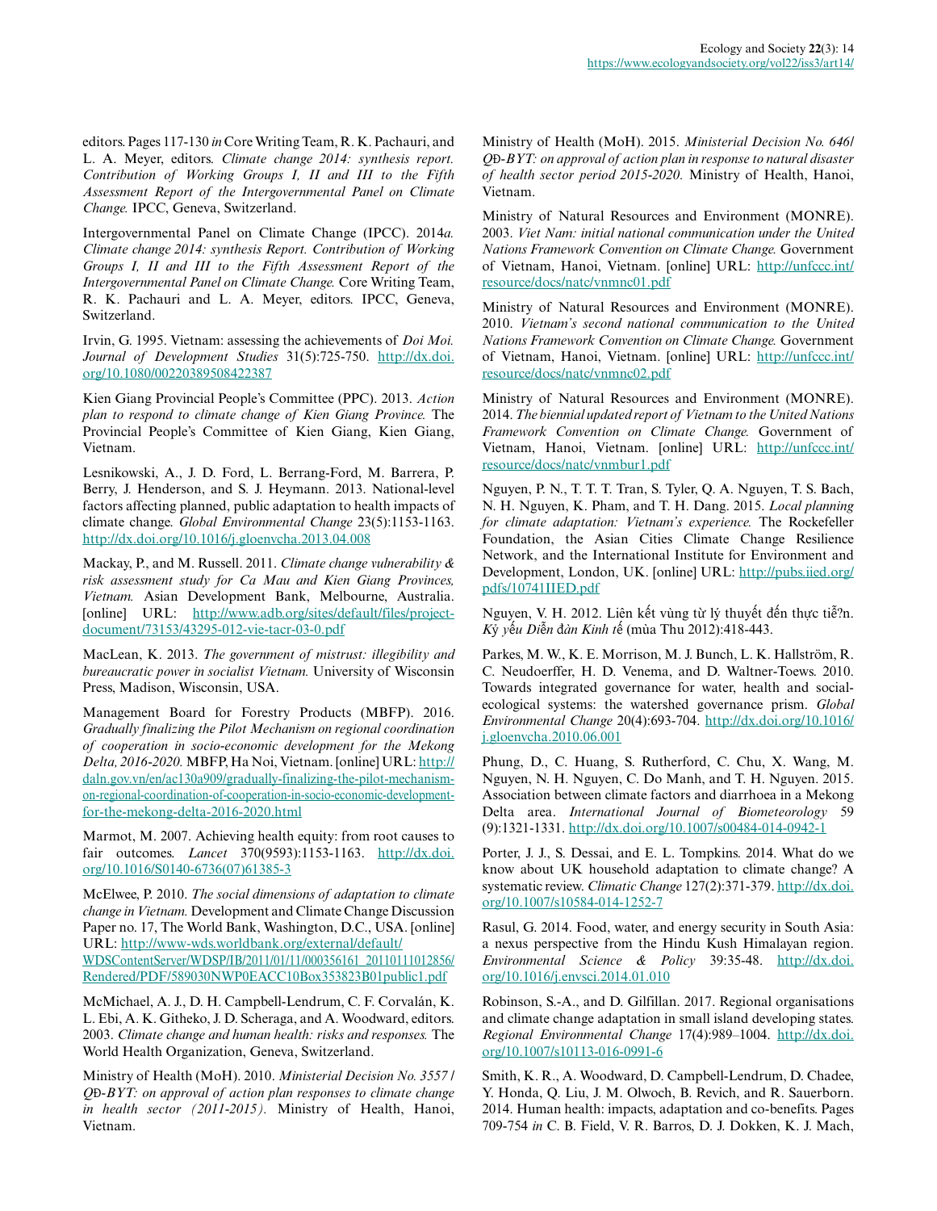editors. Pages 117-130 *in* Core Writing Team, R. K. Pachauri, and L. A. Meyer, editors. *Climate change 2014: synthesis report. Contribution of Working Groups I, II and III to the Fifth Assessment Report of the Intergovernmental Panel on Climate Change.* IPCC, Geneva, Switzerland.

Intergovernmental Panel on Climate Change (IPCC). 2014*a. Climate change 2014: synthesis Report. Contribution of Working Groups I, II and III to the Fifth Assessment Report of the Intergovernmental Panel on Climate Change.* Core Writing Team, R. K. Pachauri and L. A. Meyer, editors. IPCC, Geneva, Switzerland.

Irvin, G. 1995. Vietnam: assessing the achievements of *Doi Moi. Journal of Development Studies* 31(5):725-750. http://dx.doi.org/10.1080/00220389508422387

Kien Giang Provincial People's Committee (PPC). 2013. *Action plan to respond to climate change of Kien Giang Province.* The Provincial People's Committee of Kien Giang, Kien Giang, Vietnam.

Lesnikowski, A., J. D. Ford, L. Berrang-Ford, M. Barrera, P. Berry, J. Henderson, and S. J. Heymann. 2013. National-level factors affecting planned, public adaptation to health impacts of climate change. *Global Environmental Change* 23(5):1153-1163. http://dx.doi.org/10.1016/j.gloenvcha.2013.04.008

Mackay, P., and M. Russell. 2011. *Climate change vulnerability & risk assessment study for Ca Mau and Kien Giang Provinces, Vietnam.* Asian Development Bank, Melbourne, Australia. [online] URL: http://www.adb.org/sites/default/files/project-document/73153/43295-012-vie-tacr-03-0.pdf

MacLean, K. 2013. *The government of mistrust: illegibility and bureaucratic power in socialist Vietnam.* University of Wisconsin Press, Madison, Wisconsin, USA.

Management Board for Forestry Products (MBFP). 2016. *Gradually finalizing the Pilot Mechanism on regional coordination of cooperation in socio-economic development for the Mekong Delta, 2016-2020.* MBFP, Ha Noi, Vietnam. [online] URL: http://daln.gov.vn/en/ac130a909/gradually-finalizing-the-pilot-mechanism-on-regional-coordination-of-cooperation-in-socio-economic-development-for-the-mekong-delta-2016-2020.html

Marmot, M. 2007. Achieving health equity: from root causes to fair outcomes. *Lancet* 370(9593):1153-1163. http://dx.doi.org/10.1016/S0140-6736(07)61385-3

McElwee, P. 2010. *The social dimensions of adaptation to climate change in Vietnam.* Development and Climate Change Discussion Paper no. 17, The World Bank, Washington, D.C., USA. [online] URL: http://www-wds.worldbank.org/external/default/WDSContentServer/WDSP/IB/2011/01/11/000356161_20110111012856/Rendered/PDF/589030NWP0EACC10Box353823B01public1.pdf

McMichael, A. J., D. H. Campbell-Lendrum, C. F. Corvalán, K. L. Ebi, A. K. Githeko, J. D. Scheraga, and A. Woodward, editors. 2003. *Climate change and human health: risks and responses.* The World Health Organization, Geneva, Switzerland.

Ministry of Health (MoH). 2010. *Ministerial Decision No. 3557 / QĐ-BYT: on approval of action plan responses to climate change in health sector (2011-2015).* Ministry of Health, Hanoi, Vietnam.

Ministry of Health (MoH). 2015. *Ministerial Decision No. 646/ QĐ-BYT: on approval of action plan in response to natural disaster of health sector period 2015-2020.* Ministry of Health, Hanoi, Vietnam.

Ministry of Natural Resources and Environment (MONRE). 2003. *Viet Nam: initial national communication under the United Nations Framework Convention on Climate Change.* Government of Vietnam, Hanoi, Vietnam. [online] URL: http://unfccc.int/resource/docs/natc/vnmnc01.pdf

Ministry of Natural Resources and Environment (MONRE). 2010. *Vietnam's second national communication to the United Nations Framework Convention on Climate Change.* Government of Vietnam, Hanoi, Vietnam. [online] URL: http://unfccc.int/resource/docs/natc/vnmnc02.pdf

Ministry of Natural Resources and Environment (MONRE). 2014. *The biennial updated report of Vietnam to the United Nations Framework Convention on Climate Change.* Government of Vietnam, Hanoi, Vietnam. [online] URL: http://unfccc.int/resource/docs/natc/vnmbur1.pdf

Nguyen, P. N., T. T. T. Tran, S. Tyler, Q. A. Nguyen, T. S. Bach, N. H. Nguyen, K. Pham, and T. H. Dang. 2015. *Local planning for climate adaptation: Vietnam's experience.* The Rockefeller Foundation, the Asian Cities Climate Change Resilience Network, and the International Institute for Environment and Development, London, UK. [online] URL: http://pubs.iied.org/pdfs/10741IIED.pdf

Nguyen, V. H. 2012. Liên kết vùng từ lý thuyết đến thực tiễ?n. *Kỷ yếu Diễn đàn Kinh tế* (mùa Thu 2012):418-443.

Parkes, M. W., K. E. Morrison, M. J. Bunch, L. K. Hallström, R. C. Neudoerffer, H. D. Venema, and D. Waltner-Toews. 2010. Towards integrated governance for water, health and social-ecological systems: the watershed governance prism. *Global Environmental Change* 20(4):693-704. http://dx.doi.org/10.1016/j.gloenvcha.2010.06.001

Phung, D., C. Huang, S. Rutherford, C. Chu, X. Wang, M. Nguyen, N. H. Nguyen, C. Do Manh, and T. H. Nguyen. 2015. Association between climate factors and diarrhoea in a Mekong Delta area. *International Journal of Biometeorology* 59 (9):1321-1331. http://dx.doi.org/10.1007/s00484-014-0942-1

Porter, J. J., S. Dessai, and E. L. Tompkins. 2014. What do we know about UK household adaptation to climate change? A systematic review. *Climatic Change* 127(2):371-379. http://dx.doi.org/10.1007/s10584-014-1252-7

Rasul, G. 2014. Food, water, and energy security in South Asia: a nexus perspective from the Hindu Kush Himalayan region. *Environmental Science & Policy* 39:35-48. http://dx.doi.org/10.1016/j.envsci.2014.01.010

Robinson, S.-A., and D. Gilfillan. 2017. Regional organisations and climate change adaptation in small island developing states. *Regional Environmental Change* 17(4):989–1004. http://dx.doi.org/10.1007/s10113-016-0991-6

Smith, K. R., A. Woodward, D. Campbell-Lendrum, D. Chadee, Y. Honda, Q. Liu, J. M. Olwoch, B. Revich, and R. Sauerborn. 2014. Human health: impacts, adaptation and co-benefits. Pages 709-754 *in* C. B. Field, V. R. Barros, D. J. Dokken, K. J. Mach,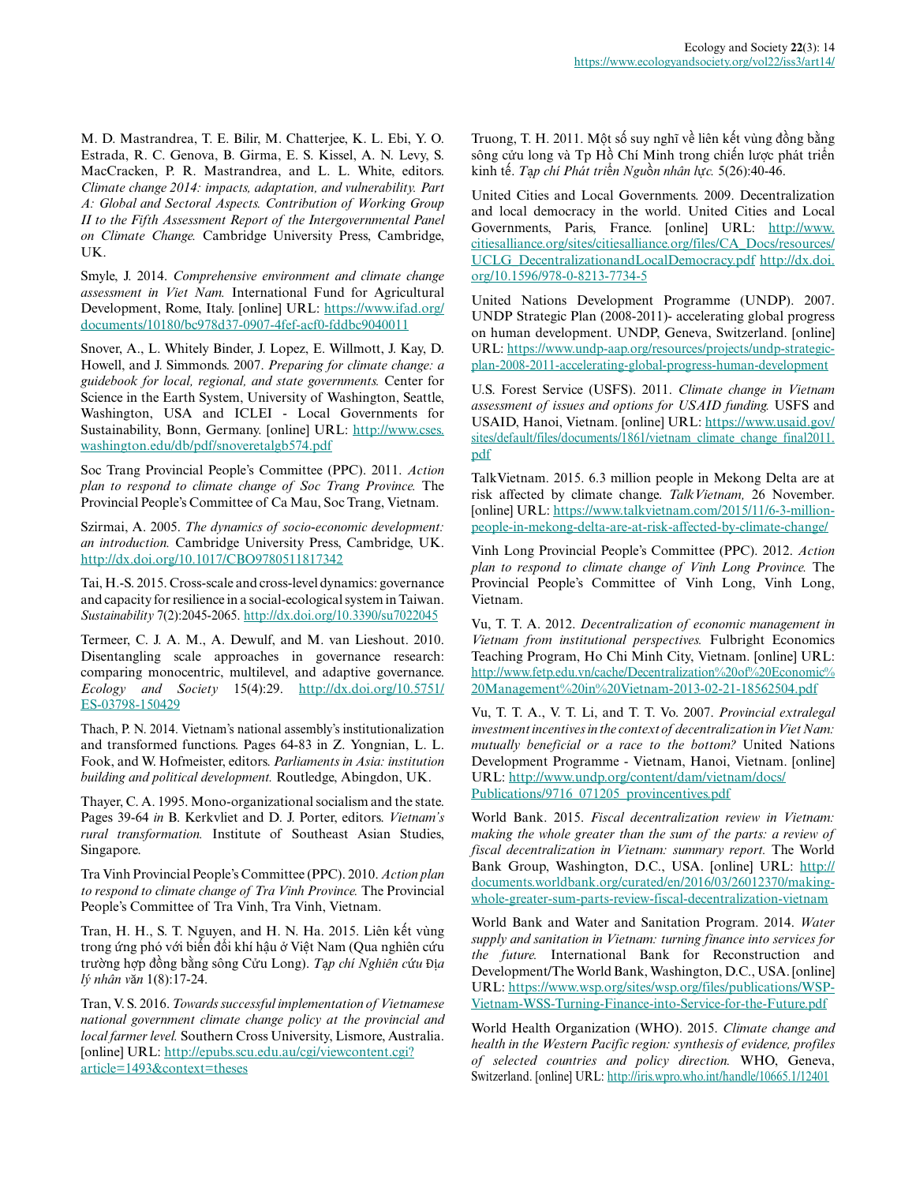M. D. Mastrandrea, T. E. Bilir, M. Chatterjee, K. L. Ebi, Y. O. Estrada, R. C. Genova, B. Girma, E. S. Kissel, A. N. Levy, S. MacCracken, P. R. Mastrandrea, and L. L. White, editors. *Climate change 2014: impacts, adaptation, and vulnerability. Part A: Global and Sectoral Aspects. Contribution of Working Group II to the Fifth Assessment Report of the Intergovernmental Panel on Climate Change.* Cambridge University Press, Cambridge, UK.

Smyle, J. 2014. *Comprehensive environment and climate change assessment in Viet Nam.* International Fund for Agricultural Development, Rome, Italy. [online] URL: https://www.ifad.org/documents/10180/bc978d37-0907-4fef-acf0-fddbc9040011

Snover, A., L. Whitely Binder, J. Lopez, E. Willmott, J. Kay, D. Howell, and J. Simmonds. 2007. *Preparing for climate change: a guidebook for local, regional, and state governments.* Center for Science in the Earth System, University of Washington, Seattle, Washington, USA and ICLEI - Local Governments for Sustainability, Bonn, Germany. [online] URL: http://www.cses.washington.edu/db/pdf/snoveretalgb574.pdf

Soc Trang Provincial People's Committee (PPC). 2011. *Action plan to respond to climate change of Soc Trang Province.* The Provincial People's Committee of Ca Mau, Soc Trang, Vietnam.

Szirmai, A. 2005. *The dynamics of socio-economic development: an introduction.* Cambridge University Press, Cambridge, UK. http://dx.doi.org/10.1017/CBO9780511817342

Tai, H.-S. 2015. Cross-scale and cross-level dynamics: governance and capacity for resilience in a social-ecological system in Taiwan. *Sustainability* 7(2):2045-2065. http://dx.doi.org/10.3390/su7022045

Termeer, C. J. A. M., A. Dewulf, and M. van Lieshout. 2010. Disentangling scale approaches in governance research: comparing monocentric, multilevel, and adaptive governance. *Ecology and Society* 15(4):29. http://dx.doi.org/10.5751/ES-03798-150429

Thach, P. N. 2014. Vietnam's national assembly's institutionalization and transformed functions. Pages 64-83 in Z. Yongnian, L. L. Fook, and W. Hofmeister, editors. *Parliaments in Asia: institution building and political development.* Routledge, Abingdon, UK.

Thayer, C. A. 1995. Mono-organizational socialism and the state. Pages 39-64 *in* B. Kerkvliet and D. J. Porter, editors. *Vietnam's rural transformation.* Institute of Southeast Asian Studies, Singapore.

Tra Vinh Provincial People's Committee (PPC). 2010. *Action plan to respond to climate change of Tra Vinh Province.* The Provincial People's Committee of Tra Vinh, Tra Vinh, Vietnam.

Tran, H. H., S. T. Nguyen, and H. N. Ha. 2015. Liên kết vùng trong ứng phó với biến đổi khí hậu ở Việt Nam (Qua nghiên cứu trường hợp đồng bằng sông Cửu Long). *Tạp chí Nghiên cứu Địa lý nhân văn* 1(8):17-24.

Tran, V. S. 2016. *Towards successful implementation of Vietnamese national government climate change policy at the provincial and local farmer level.* Southern Cross University, Lismore, Australia. [online] URL: http://epubs.scu.edu.au/cgi/viewcontent.cgi?article=1493&context=theses

Truong, T. H. 2011. Một số suy nghĩ về liên kết vùng đồng bằng sông cửu long và Tp Hồ Chí Minh trong chiến lược phát triển kinh tế. *Tạp chí Phát triển Nguồn nhân lực.* 5(26):40-46.

United Cities and Local Governments. 2009. Decentralization and local democracy in the world. United Cities and Local Governments, Paris, France. [online] URL: http://www.citiesalliance.org/sites/citiesalliance.org/files/CA_Docs/resources/UCLG_DecentralizationandLocalDemocracy.pdf http://dx.doi.org/10.1596/978-0-8213-7734-5

United Nations Development Programme (UNDP). 2007. UNDP Strategic Plan (2008-2011)- accelerating global progress on human development. UNDP, Geneva, Switzerland. [online] URL: https://www.undp-aap.org/resources/projects/undp-strategic-plan-2008-2011-accelerating-global-progress-human-development

U.S. Forest Service (USFS). 2011. *Climate change in Vietnam assessment of issues and options for USAID funding.* USFS and USAID, Hanoi, Vietnam. [online] URL: https://www.usaid.gov/sites/default/files/documents/1861/vietnam_climate_change_final2011.pdf

TalkVietnam. 2015. 6.3 million people in Mekong Delta are at risk affected by climate change. *TalkVietnam,* 26 November. [online] URL: https://www.talkvietnam.com/2015/11/6-3-million-people-in-mekong-delta-are-at-risk-affected-by-climate-change/

Vinh Long Provincial People's Committee (PPC). 2012. *Action plan to respond to climate change of Vinh Long Province.* The Provincial People's Committee of Vinh Long, Vinh Long, Vietnam.

Vu, T. T. A. 2012. *Decentralization of economic management in Vietnam from institutional perspectives.* Fulbright Economics Teaching Program, Ho Chi Minh City, Vietnam. [online] URL: http://www.fetp.edu.vn/cache/Decentralization%20of%20Economic%20Management%20in%20Vietnam-2013-02-21-18562504.pdf

Vu, T. T. A., V. T. Li, and T. T. Vo. 2007. *Provincial extralegal investment incentives in the context of decentralization in Viet Nam: mutually beneficial or a race to the bottom?* United Nations Development Programme - Vietnam, Hanoi, Vietnam. [online] URL: http://www.undp.org/content/dam/vietnam/docs/Publications/9716_071205_provincentives.pdf

World Bank. 2015. *Fiscal decentralization review in Vietnam: making the whole greater than the sum of the parts: a review of fiscal decentralization in Vietnam: summary report.* The World Bank Group, Washington, D.C., USA. [online] URL: http://documents.worldbank.org/curated/en/2016/03/26012370/making-whole-greater-sum-parts-review-fiscal-decentralization-vietnam

World Bank and Water and Sanitation Program. 2014. *Water supply and sanitation in Vietnam: turning finance into services for the future.* International Bank for Reconstruction and Development/The World Bank, Washington, D.C., USA. [online] URL: https://www.wsp.org/sites/wsp.org/files/publications/WSP-Vietnam-WSS-Turning-Finance-into-Service-for-the-Future.pdf

World Health Organization (WHO). 2015. *Climate change and health in the Western Pacific region: synthesis of evidence, profiles of selected countries and policy direction.* WHO, Geneva, Switzerland. [online] URL: http://iris.wpro.who.int/handle/10665.1/12401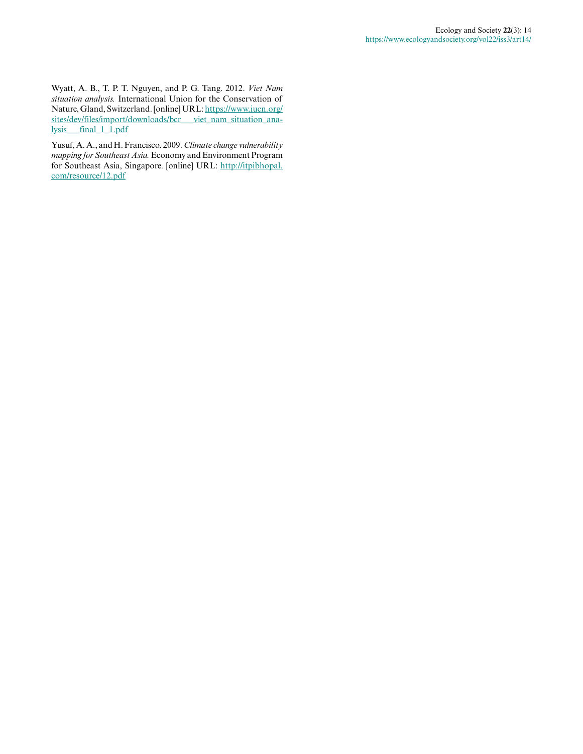Wyatt, A. B., T. P. T. Nguyen, and P. G. Tang. 2012. *Viet Nam situation analysis.* International Union for the Conservation of Nature, Gland, Switzerland. [online] URL: https://www.iucn.org/sites/dev/files/import/downloads/bcr__viet_nam_situation_analysis__final_1_1.pdf

Yusuf, A. A., and H. Francisco. 2009. *Climate change vulnerability mapping for Southeast Asia.* Economy and Environment Program for Southeast Asia, Singapore. [online] URL: http://itpibhopal.com/resource/12.pdf